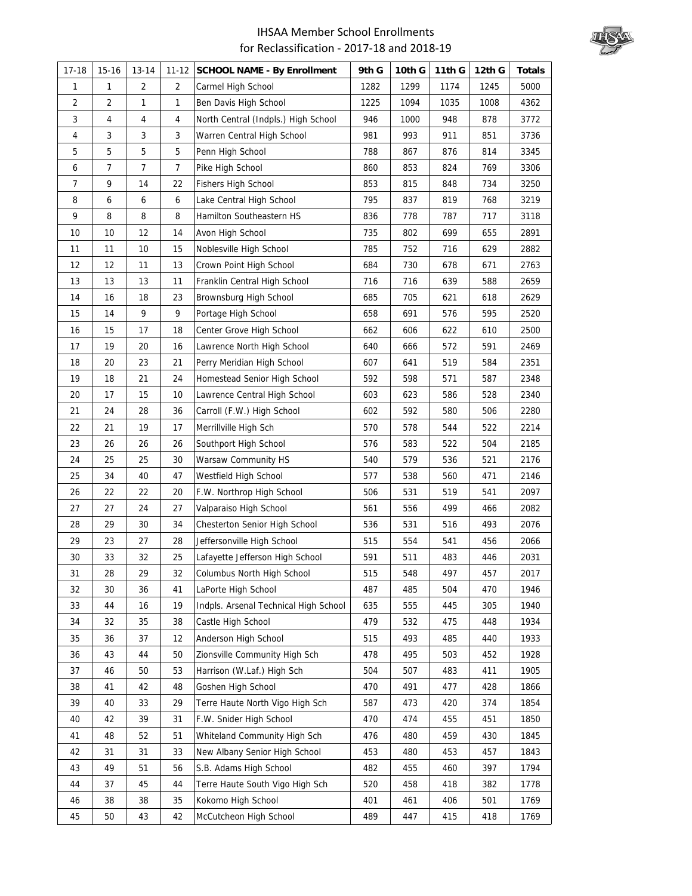# IHSAA Member School Enrollments for Reclassification - 2017-18 and 2018-19

| 17-18 | 15-16 | 13-14 | 11-12 | SCHOOL NAME - By Enrollment | 9th G | 10th G | 11th G | 12th G | Totals |
|---|---|---|---|---|---|---|---|---|---|
| 1 | 1 | 2 | 2 | Carmel High School | 1282 | 1299 | 1174 | 1245 | 5000 |
| 2 | 2 | 1 | 1 | Ben Davis High School | 1225 | 1094 | 1035 | 1008 | 4362 |
| 3 | 4 | 4 | 4 | North Central (Indpls.) High School | 946 | 1000 | 948 | 878 | 3772 |
| 4 | 3 | 3 | 3 | Warren Central High School | 981 | 993 | 911 | 851 | 3736 |
| 5 | 5 | 5 | 5 | Penn High School | 788 | 867 | 876 | 814 | 3345 |
| 6 | 7 | 7 | 7 | Pike High School | 860 | 853 | 824 | 769 | 3306 |
| 7 | 9 | 14 | 22 | Fishers High School | 853 | 815 | 848 | 734 | 3250 |
| 8 | 6 | 6 | 6 | Lake Central High School | 795 | 837 | 819 | 768 | 3219 |
| 9 | 8 | 8 | 8 | Hamilton Southeastern HS | 836 | 778 | 787 | 717 | 3118 |
| 10 | 10 | 12 | 14 | Avon High School | 735 | 802 | 699 | 655 | 2891 |
| 11 | 11 | 10 | 15 | Noblesville High School | 785 | 752 | 716 | 629 | 2882 |
| 12 | 12 | 11 | 13 | Crown Point High School | 684 | 730 | 678 | 671 | 2763 |
| 13 | 13 | 13 | 11 | Franklin Central High School | 716 | 716 | 639 | 588 | 2659 |
| 14 | 16 | 18 | 23 | Brownsburg High School | 685 | 705 | 621 | 618 | 2629 |
| 15 | 14 | 9 | 9 | Portage High School | 658 | 691 | 576 | 595 | 2520 |
| 16 | 15 | 17 | 18 | Center Grove High School | 662 | 606 | 622 | 610 | 2500 |
| 17 | 19 | 20 | 16 | Lawrence North High School | 640 | 666 | 572 | 591 | 2469 |
| 18 | 20 | 23 | 21 | Perry Meridian High School | 607 | 641 | 519 | 584 | 2351 |
| 19 | 18 | 21 | 24 | Homestead Senior High School | 592 | 598 | 571 | 587 | 2348 |
| 20 | 17 | 15 | 10 | Lawrence Central High School | 603 | 623 | 586 | 528 | 2340 |
| 21 | 24 | 28 | 36 | Carroll (F.W.) High School | 602 | 592 | 580 | 506 | 2280 |
| 22 | 21 | 19 | 17 | Merrillville High Sch | 570 | 578 | 544 | 522 | 2214 |
| 23 | 26 | 26 | 26 | Southport High School | 576 | 583 | 522 | 504 | 2185 |
| 24 | 25 | 25 | 30 | Warsaw Community HS | 540 | 579 | 536 | 521 | 2176 |
| 25 | 34 | 40 | 47 | Westfield High School | 577 | 538 | 560 | 471 | 2146 |
| 26 | 22 | 22 | 20 | F.W. Northrop High School | 506 | 531 | 519 | 541 | 2097 |
| 27 | 27 | 24 | 27 | Valparaiso High School | 561 | 556 | 499 | 466 | 2082 |
| 28 | 29 | 30 | 34 | Chesterton Senior High School | 536 | 531 | 516 | 493 | 2076 |
| 29 | 23 | 27 | 28 | Jeffersonville High School | 515 | 554 | 541 | 456 | 2066 |
| 30 | 33 | 32 | 25 | Lafayette Jefferson High School | 591 | 511 | 483 | 446 | 2031 |
| 31 | 28 | 29 | 32 | Columbus North High School | 515 | 548 | 497 | 457 | 2017 |
| 32 | 30 | 36 | 41 | LaPorte High School | 487 | 485 | 504 | 470 | 1946 |
| 33 | 44 | 16 | 19 | Indpls. Arsenal Technical High School | 635 | 555 | 445 | 305 | 1940 |
| 34 | 32 | 35 | 38 | Castle High School | 479 | 532 | 475 | 448 | 1934 |
| 35 | 36 | 37 | 12 | Anderson High School | 515 | 493 | 485 | 440 | 1933 |
| 36 | 43 | 44 | 50 | Zionsville Community High Sch | 478 | 495 | 503 | 452 | 1928 |
| 37 | 46 | 50 | 53 | Harrison (W.Laf.) High Sch | 504 | 507 | 483 | 411 | 1905 |
| 38 | 41 | 42 | 48 | Goshen High School | 470 | 491 | 477 | 428 | 1866 |
| 39 | 40 | 33 | 29 | Terre Haute North Vigo High Sch | 587 | 473 | 420 | 374 | 1854 |
| 40 | 42 | 39 | 31 | F.W. Snider High School | 470 | 474 | 455 | 451 | 1850 |
| 41 | 48 | 52 | 51 | Whiteland Community High Sch | 476 | 480 | 459 | 430 | 1845 |
| 42 | 31 | 31 | 33 | New Albany Senior High School | 453 | 480 | 453 | 457 | 1843 |
| 43 | 49 | 51 | 56 | S.B. Adams High School | 482 | 455 | 460 | 397 | 1794 |
| 44 | 37 | 45 | 44 | Terre Haute South Vigo High Sch | 520 | 458 | 418 | 382 | 1778 |
| 46 | 38 | 38 | 35 | Kokomo High School | 401 | 461 | 406 | 501 | 1769 |
| 45 | 50 | 43 | 42 | McCutcheon High School | 489 | 447 | 415 | 418 | 1769 |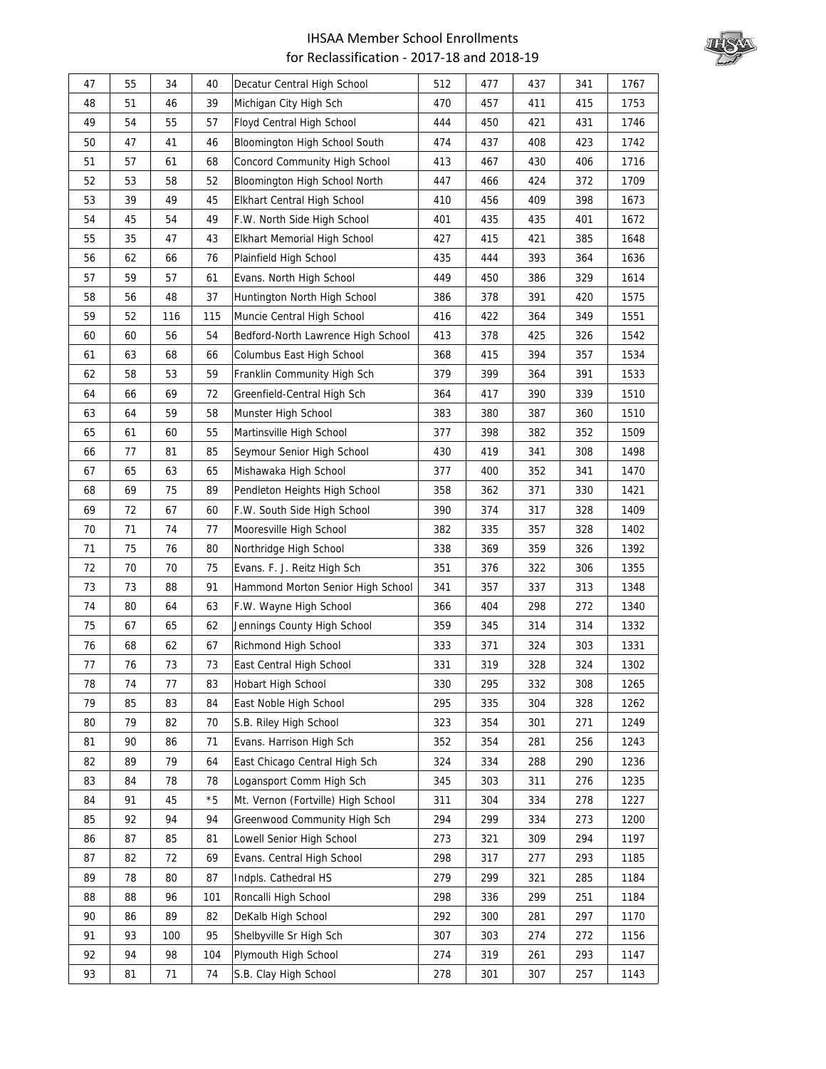# IHSAA Member School Enrollments for Reclassification - 2017-18 and 2018-19

| | | | | | | | | | |
|---|---|---|---|---|---|---|---|---|---|
| 47 | 55 | 34 | 40 | Decatur Central High School | 512 | 477 | 437 | 341 | 1767 |
| 48 | 51 | 46 | 39 | Michigan City High Sch | 470 | 457 | 411 | 415 | 1753 |
| 49 | 54 | 55 | 57 | Floyd Central High School | 444 | 450 | 421 | 431 | 1746 |
| 50 | 47 | 41 | 46 | Bloomington High School South | 474 | 437 | 408 | 423 | 1742 |
| 51 | 57 | 61 | 68 | Concord Community High School | 413 | 467 | 430 | 406 | 1716 |
| 52 | 53 | 58 | 52 | Bloomington High School North | 447 | 466 | 424 | 372 | 1709 |
| 53 | 39 | 49 | 45 | Elkhart Central High School | 410 | 456 | 409 | 398 | 1673 |
| 54 | 45 | 54 | 49 | F.W. North Side High School | 401 | 435 | 435 | 401 | 1672 |
| 55 | 35 | 47 | 43 | Elkhart Memorial High School | 427 | 415 | 421 | 385 | 1648 |
| 56 | 62 | 66 | 76 | Plainfield High School | 435 | 444 | 393 | 364 | 1636 |
| 57 | 59 | 57 | 61 | Evans. North High School | 449 | 450 | 386 | 329 | 1614 |
| 58 | 56 | 48 | 37 | Huntington North High School | 386 | 378 | 391 | 420 | 1575 |
| 59 | 52 | 116 | 115 | Muncie Central High School | 416 | 422 | 364 | 349 | 1551 |
| 60 | 60 | 56 | 54 | Bedford-North Lawrence High School | 413 | 378 | 425 | 326 | 1542 |
| 61 | 63 | 68 | 66 | Columbus East High School | 368 | 415 | 394 | 357 | 1534 |
| 62 | 58 | 53 | 59 | Franklin Community High Sch | 379 | 399 | 364 | 391 | 1533 |
| 64 | 66 | 69 | 72 | Greenfield-Central High Sch | 364 | 417 | 390 | 339 | 1510 |
| 63 | 64 | 59 | 58 | Munster High School | 383 | 380 | 387 | 360 | 1510 |
| 65 | 61 | 60 | 55 | Martinsville High School | 377 | 398 | 382 | 352 | 1509 |
| 66 | 77 | 81 | 85 | Seymour Senior High School | 430 | 419 | 341 | 308 | 1498 |
| 67 | 65 | 63 | 65 | Mishawaka High School | 377 | 400 | 352 | 341 | 1470 |
| 68 | 69 | 75 | 89 | Pendleton Heights High School | 358 | 362 | 371 | 330 | 1421 |
| 69 | 72 | 67 | 60 | F.W. South Side High School | 390 | 374 | 317 | 328 | 1409 |
| 70 | 71 | 74 | 77 | Mooresville High School | 382 | 335 | 357 | 328 | 1402 |
| 71 | 75 | 76 | 80 | Northridge High School | 338 | 369 | 359 | 326 | 1392 |
| 72 | 70 | 70 | 75 | Evans. F. J. Reitz High Sch | 351 | 376 | 322 | 306 | 1355 |
| 73 | 73 | 88 | 91 | Hammond Morton Senior High School | 341 | 357 | 337 | 313 | 1348 |
| 74 | 80 | 64 | 63 | F.W. Wayne High School | 366 | 404 | 298 | 272 | 1340 |
| 75 | 67 | 65 | 62 | Jennings County High School | 359 | 345 | 314 | 314 | 1332 |
| 76 | 68 | 62 | 67 | Richmond High School | 333 | 371 | 324 | 303 | 1331 |
| 77 | 76 | 73 | 73 | East Central High School | 331 | 319 | 328 | 324 | 1302 |
| 78 | 74 | 77 | 83 | Hobart High School | 330 | 295 | 332 | 308 | 1265 |
| 79 | 85 | 83 | 84 | East Noble High School | 295 | 335 | 304 | 328 | 1262 |
| 80 | 79 | 82 | 70 | S.B. Riley High School | 323 | 354 | 301 | 271 | 1249 |
| 81 | 90 | 86 | 71 | Evans. Harrison High Sch | 352 | 354 | 281 | 256 | 1243 |
| 82 | 89 | 79 | 64 | East Chicago Central High Sch | 324 | 334 | 288 | 290 | 1236 |
| 83 | 84 | 78 | 78 | Logansport Comm High Sch | 345 | 303 | 311 | 276 | 1235 |
| 84 | 91 | 45 | *5 | Mt. Vernon (Fortville) High School | 311 | 304 | 334 | 278 | 1227 |
| 85 | 92 | 94 | 94 | Greenwood Community High Sch | 294 | 299 | 334 | 273 | 1200 |
| 86 | 87 | 85 | 81 | Lowell Senior High School | 273 | 321 | 309 | 294 | 1197 |
| 87 | 82 | 72 | 69 | Evans. Central High School | 298 | 317 | 277 | 293 | 1185 |
| 89 | 78 | 80 | 87 | Indpls. Cathedral HS | 279 | 299 | 321 | 285 | 1184 |
| 88 | 88 | 96 | 101 | Roncalli High School | 298 | 336 | 299 | 251 | 1184 |
| 90 | 86 | 89 | 82 | DeKalb High School | 292 | 300 | 281 | 297 | 1170 |
| 91 | 93 | 100 | 95 | Shelbyville Sr High Sch | 307 | 303 | 274 | 272 | 1156 |
| 92 | 94 | 98 | 104 | Plymouth High School | 274 | 319 | 261 | 293 | 1147 |
| 93 | 81 | 71 | 74 | S.B. Clay High School | 278 | 301 | 307 | 257 | 1143 |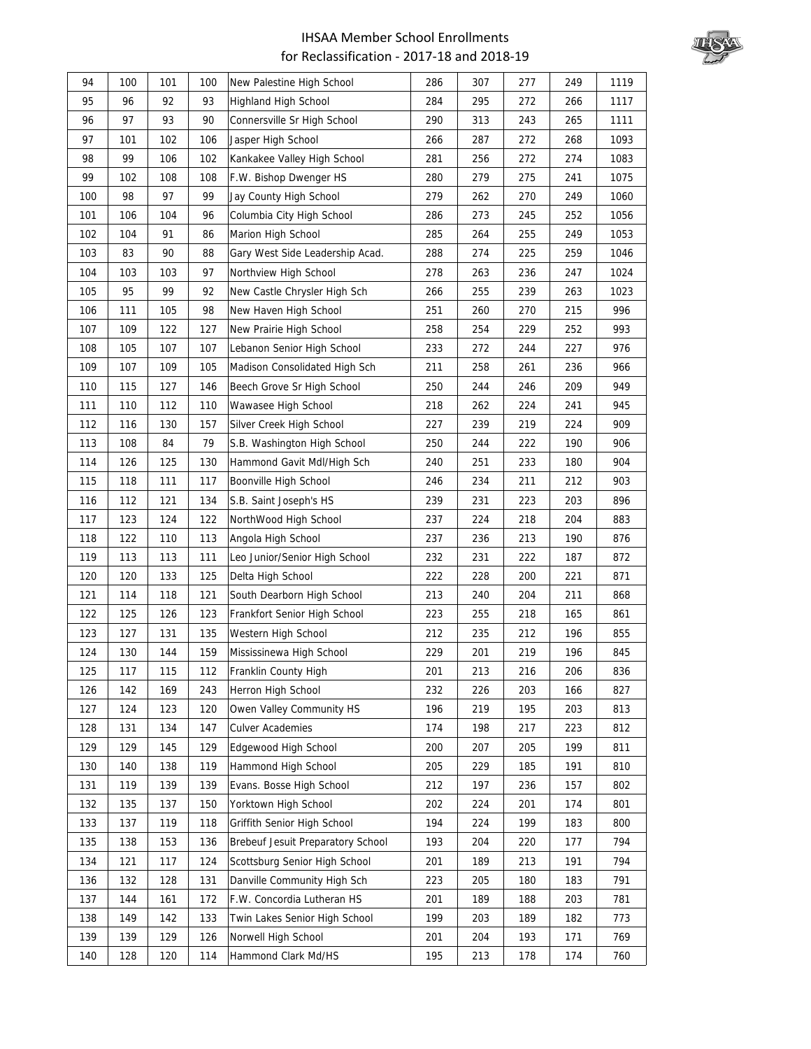| | | | | | | | | | |
|---|---|---|---|---|---|---|---|---|---|
| 94 | 100 | 101 | 100 | New Palestine High School | 286 | 307 | 277 | 249 | 1119 |
| 95 | 96 | 92 | 93 | Highland High School | 284 | 295 | 272 | 266 | 1117 |
| 96 | 97 | 93 | 90 | Connersville Sr High School | 290 | 313 | 243 | 265 | 1111 |
| 97 | 101 | 102 | 106 | Jasper High School | 266 | 287 | 272 | 268 | 1093 |
| 98 | 99 | 106 | 102 | Kankakee Valley High School | 281 | 256 | 272 | 274 | 1083 |
| 99 | 102 | 108 | 108 | F.W. Bishop Dwenger HS | 280 | 279 | 275 | 241 | 1075 |
| 100 | 98 | 97 | 99 | Jay County High School | 279 | 262 | 270 | 249 | 1060 |
| 101 | 106 | 104 | 96 | Columbia City High School | 286 | 273 | 245 | 252 | 1056 |
| 102 | 104 | 91 | 86 | Marion High School | 285 | 264 | 255 | 249 | 1053 |
| 103 | 83 | 90 | 88 | Gary West Side Leadership Acad. | 288 | 274 | 225 | 259 | 1046 |
| 104 | 103 | 103 | 97 | Northview High School | 278 | 263 | 236 | 247 | 1024 |
| 105 | 95 | 99 | 92 | New Castle Chrysler High Sch | 266 | 255 | 239 | 263 | 1023 |
| 106 | 111 | 105 | 98 | New Haven High School | 251 | 260 | 270 | 215 | 996 |
| 107 | 109 | 122 | 127 | New Prairie High School | 258 | 254 | 229 | 252 | 993 |
| 108 | 105 | 107 | 107 | Lebanon Senior High School | 233 | 272 | 244 | 227 | 976 |
| 109 | 107 | 109 | 105 | Madison Consolidated High Sch | 211 | 258 | 261 | 236 | 966 |
| 110 | 115 | 127 | 146 | Beech Grove Sr High School | 250 | 244 | 246 | 209 | 949 |
| 111 | 110 | 112 | 110 | Wawasee High School | 218 | 262 | 224 | 241 | 945 |
| 112 | 116 | 130 | 157 | Silver Creek High School | 227 | 239 | 219 | 224 | 909 |
| 113 | 108 | 84 | 79 | S.B. Washington High School | 250 | 244 | 222 | 190 | 906 |
| 114 | 126 | 125 | 130 | Hammond Gavit Mdl/High Sch | 240 | 251 | 233 | 180 | 904 |
| 115 | 118 | 111 | 117 | Boonville High School | 246 | 234 | 211 | 212 | 903 |
| 116 | 112 | 121 | 134 | S.B. Saint Joseph's HS | 239 | 231 | 223 | 203 | 896 |
| 117 | 123 | 124 | 122 | NorthWood High School | 237 | 224 | 218 | 204 | 883 |
| 118 | 122 | 110 | 113 | Angola High School | 237 | 236 | 213 | 190 | 876 |
| 119 | 113 | 113 | 111 | Leo Junior/Senior High School | 232 | 231 | 222 | 187 | 872 |
| 120 | 120 | 133 | 125 | Delta High School | 222 | 228 | 200 | 221 | 871 |
| 121 | 114 | 118 | 121 | South Dearborn High School | 213 | 240 | 204 | 211 | 868 |
| 122 | 125 | 126 | 123 | Frankfort Senior High School | 223 | 255 | 218 | 165 | 861 |
| 123 | 127 | 131 | 135 | Western High School | 212 | 235 | 212 | 196 | 855 |
| 124 | 130 | 144 | 159 | Mississinewa High School | 229 | 201 | 219 | 196 | 845 |
| 125 | 117 | 115 | 112 | Franklin County High | 201 | 213 | 216 | 206 | 836 |
| 126 | 142 | 169 | 243 | Herron High School | 232 | 226 | 203 | 166 | 827 |
| 127 | 124 | 123 | 120 | Owen Valley Community HS | 196 | 219 | 195 | 203 | 813 |
| 128 | 131 | 134 | 147 | Culver Academies | 174 | 198 | 217 | 223 | 812 |
| 129 | 129 | 145 | 129 | Edgewood High School | 200 | 207 | 205 | 199 | 811 |
| 130 | 140 | 138 | 119 | Hammond High School | 205 | 229 | 185 | 191 | 810 |
| 131 | 119 | 139 | 139 | Evans. Bosse High School | 212 | 197 | 236 | 157 | 802 |
| 132 | 135 | 137 | 150 | Yorktown High School | 202 | 224 | 201 | 174 | 801 |
| 133 | 137 | 119 | 118 | Griffith Senior High School | 194 | 224 | 199 | 183 | 800 |
| 135 | 138 | 153 | 136 | Brebeuf Jesuit Preparatory School | 193 | 204 | 220 | 177 | 794 |
| 134 | 121 | 117 | 124 | Scottsburg Senior High School | 201 | 189 | 213 | 191 | 794 |
| 136 | 132 | 128 | 131 | Danville Community High Sch | 223 | 205 | 180 | 183 | 791 |
| 137 | 144 | 161 | 172 | F.W. Concordia Lutheran HS | 201 | 189 | 188 | 203 | 781 |
| 138 | 149 | 142 | 133 | Twin Lakes Senior High School | 199 | 203 | 189 | 182 | 773 |
| 139 | 139 | 129 | 126 | Norwell High School | 201 | 204 | 193 | 171 | 769 |
| 140 | 128 | 120 | 114 | Hammond Clark Md/HS | 195 | 213 | 178 | 174 | 760 |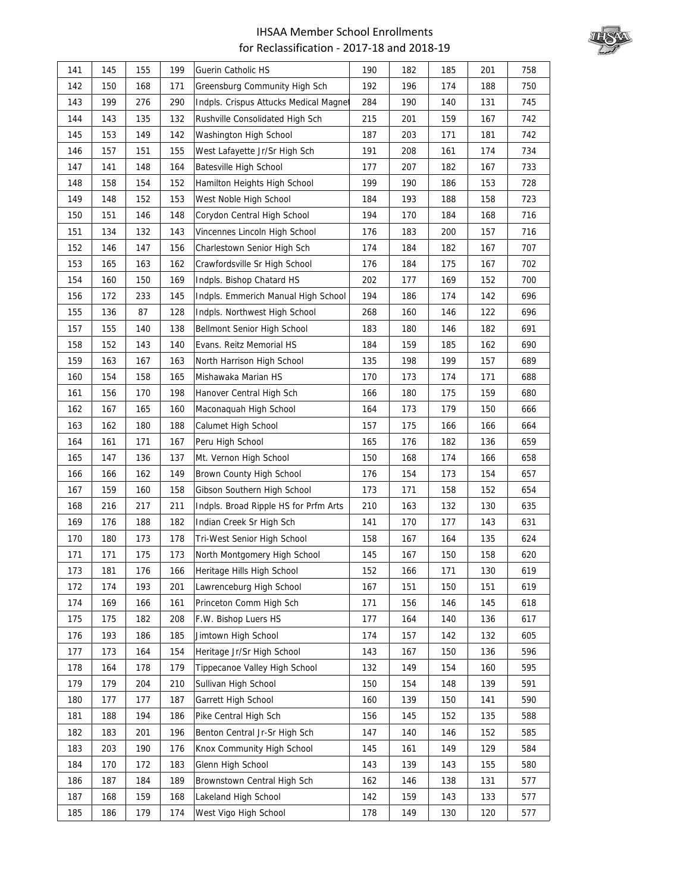| 141 | 145 | 155 | 199 | Guerin Catholic HS | 190 | 182 | 185 | 201 | 758 |
|---|---|---|---|---|---|---|---|---|---|
| 142 | 150 | 168 | 171 | Greensburg Community High Sch | 192 | 196 | 174 | 188 | 750 |
| 143 | 199 | 276 | 290 | Indpls. Crispus Attucks Medical Magnet | 284 | 190 | 140 | 131 | 745 |
| 144 | 143 | 135 | 132 | Rushville Consolidated High Sch | 215 | 201 | 159 | 167 | 742 |
| 145 | 153 | 149 | 142 | Washington High School | 187 | 203 | 171 | 181 | 742 |
| 146 | 157 | 151 | 155 | West Lafayette Jr/Sr High Sch | 191 | 208 | 161 | 174 | 734 |
| 147 | 141 | 148 | 164 | Batesville High School | 177 | 207 | 182 | 167 | 733 |
| 148 | 158 | 154 | 152 | Hamilton Heights High School | 199 | 190 | 186 | 153 | 728 |
| 149 | 148 | 152 | 153 | West Noble High School | 184 | 193 | 188 | 158 | 723 |
| 150 | 151 | 146 | 148 | Corydon Central High School | 194 | 170 | 184 | 168 | 716 |
| 151 | 134 | 132 | 143 | Vincennes Lincoln High School | 176 | 183 | 200 | 157 | 716 |
| 152 | 146 | 147 | 156 | Charlestown Senior High Sch | 174 | 184 | 182 | 167 | 707 |
| 153 | 165 | 163 | 162 | Crawfordsville Sr High School | 176 | 184 | 175 | 167 | 702 |
| 154 | 160 | 150 | 169 | Indpls. Bishop Chatard HS | 202 | 177 | 169 | 152 | 700 |
| 156 | 172 | 233 | 145 | Indpls. Emmerich Manual High School | 194 | 186 | 174 | 142 | 696 |
| 155 | 136 | 87 | 128 | Indpls. Northwest High School | 268 | 160 | 146 | 122 | 696 |
| 157 | 155 | 140 | 138 | Bellmont Senior High School | 183 | 180 | 146 | 182 | 691 |
| 158 | 152 | 143 | 140 | Evans. Reitz Memorial HS | 184 | 159 | 185 | 162 | 690 |
| 159 | 163 | 167 | 163 | North Harrison High School | 135 | 198 | 199 | 157 | 689 |
| 160 | 154 | 158 | 165 | Mishawaka Marian HS | 170 | 173 | 174 | 171 | 688 |
| 161 | 156 | 170 | 198 | Hanover Central High Sch | 166 | 180 | 175 | 159 | 680 |
| 162 | 167 | 165 | 160 | Maconaquah High School | 164 | 173 | 179 | 150 | 666 |
| 163 | 162 | 180 | 188 | Calumet High School | 157 | 175 | 166 | 166 | 664 |
| 164 | 161 | 171 | 167 | Peru High School | 165 | 176 | 182 | 136 | 659 |
| 165 | 147 | 136 | 137 | Mt. Vernon High School | 150 | 168 | 174 | 166 | 658 |
| 166 | 166 | 162 | 149 | Brown County High School | 176 | 154 | 173 | 154 | 657 |
| 167 | 159 | 160 | 158 | Gibson Southern High School | 173 | 171 | 158 | 152 | 654 |
| 168 | 216 | 217 | 211 | Indpls. Broad Ripple HS for Prfm Arts | 210 | 163 | 132 | 130 | 635 |
| 169 | 176 | 188 | 182 | Indian Creek Sr High Sch | 141 | 170 | 177 | 143 | 631 |
| 170 | 180 | 173 | 178 | Tri-West Senior High School | 158 | 167 | 164 | 135 | 624 |
| 171 | 171 | 175 | 173 | North Montgomery High School | 145 | 167 | 150 | 158 | 620 |
| 173 | 181 | 176 | 166 | Heritage Hills High School | 152 | 166 | 171 | 130 | 619 |
| 172 | 174 | 193 | 201 | Lawrenceburg High School | 167 | 151 | 150 | 151 | 619 |
| 174 | 169 | 166 | 161 | Princeton Comm High Sch | 171 | 156 | 146 | 145 | 618 |
| 175 | 175 | 182 | 208 | F.W. Bishop Luers HS | 177 | 164 | 140 | 136 | 617 |
| 176 | 193 | 186 | 185 | Jimtown High School | 174 | 157 | 142 | 132 | 605 |
| 177 | 173 | 164 | 154 | Heritage Jr/Sr High School | 143 | 167 | 150 | 136 | 596 |
| 178 | 164 | 178 | 179 | Tippecanoe Valley High School | 132 | 149 | 154 | 160 | 595 |
| 179 | 179 | 204 | 210 | Sullivan High School | 150 | 154 | 148 | 139 | 591 |
| 180 | 177 | 177 | 187 | Garrett High School | 160 | 139 | 150 | 141 | 590 |
| 181 | 188 | 194 | 186 | Pike Central High Sch | 156 | 145 | 152 | 135 | 588 |
| 182 | 183 | 201 | 196 | Benton Central Jr-Sr High Sch | 147 | 140 | 146 | 152 | 585 |
| 183 | 203 | 190 | 176 | Knox Community High School | 145 | 161 | 149 | 129 | 584 |
| 184 | 170 | 172 | 183 | Glenn High School | 143 | 139 | 143 | 155 | 580 |
| 186 | 187 | 184 | 189 | Brownstown Central High Sch | 162 | 146 | 138 | 131 | 577 |
| 187 | 168 | 159 | 168 | Lakeland High School | 142 | 159 | 143 | 133 | 577 |
| 185 | 186 | 179 | 174 | West Vigo High School | 178 | 149 | 130 | 120 | 577 |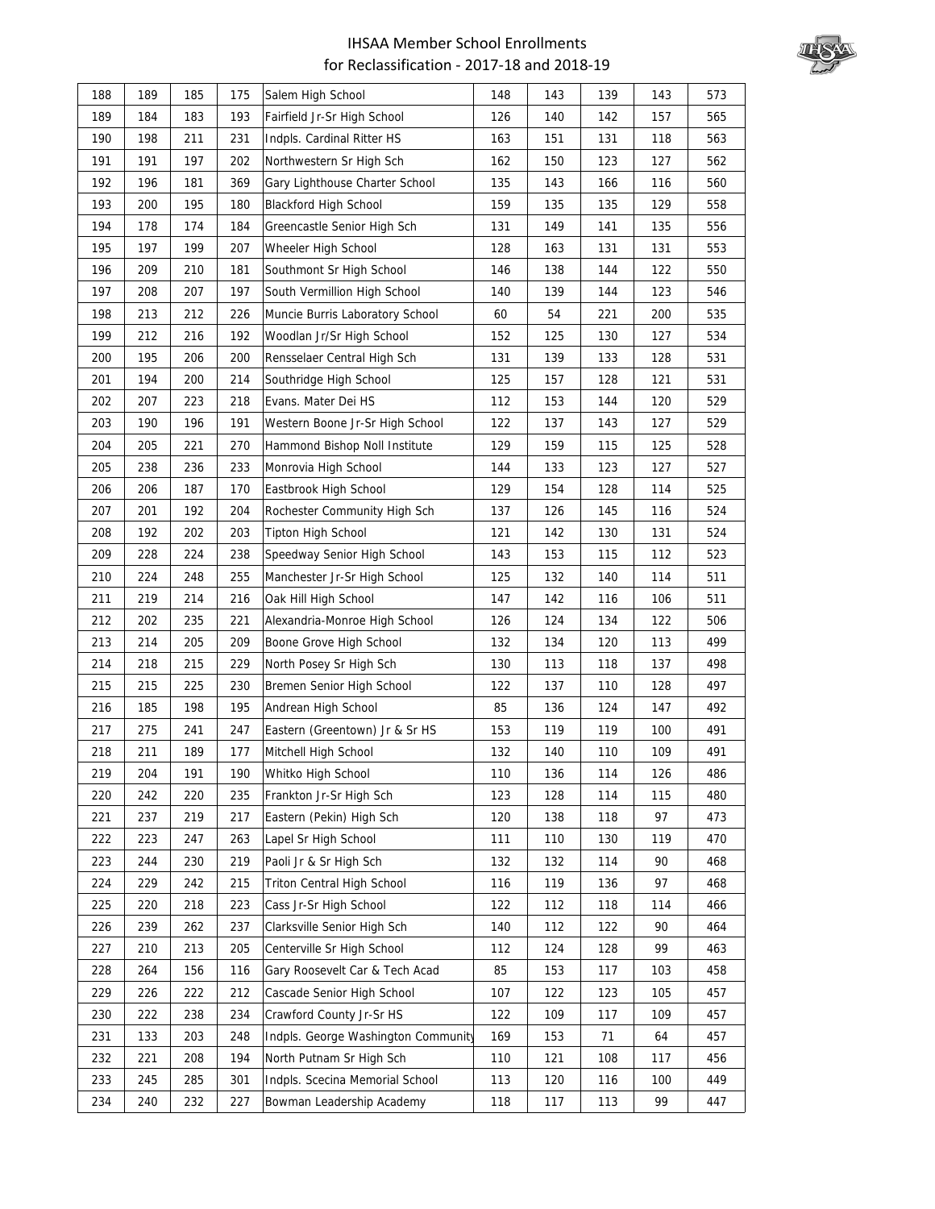# IHSAA Member School Enrollments for Reclassification - 2017-18 and 2018-19

| | | | | | | | | | |
|---|---|---|---|---|---|---|---|---|---|
| 188 | 189 | 185 | 175 | Salem High School | 148 | 143 | 139 | 143 | 573 |
| 189 | 184 | 183 | 193 | Fairfield Jr-Sr High School | 126 | 140 | 142 | 157 | 565 |
| 190 | 198 | 211 | 231 | Indpls. Cardinal Ritter HS | 163 | 151 | 131 | 118 | 563 |
| 191 | 191 | 197 | 202 | Northwestern Sr High Sch | 162 | 150 | 123 | 127 | 562 |
| 192 | 196 | 181 | 369 | Gary Lighthouse Charter School | 135 | 143 | 166 | 116 | 560 |
| 193 | 200 | 195 | 180 | Blackford High School | 159 | 135 | 135 | 129 | 558 |
| 194 | 178 | 174 | 184 | Greencastle Senior High Sch | 131 | 149 | 141 | 135 | 556 |
| 195 | 197 | 199 | 207 | Wheeler High School | 128 | 163 | 131 | 131 | 553 |
| 196 | 209 | 210 | 181 | Southmont Sr High School | 146 | 138 | 144 | 122 | 550 |
| 197 | 208 | 207 | 197 | South Vermillion High School | 140 | 139 | 144 | 123 | 546 |
| 198 | 213 | 212 | 226 | Muncie Burris Laboratory School | 60 | 54 | 221 | 200 | 535 |
| 199 | 212 | 216 | 192 | Woodlan Jr/Sr High School | 152 | 125 | 130 | 127 | 534 |
| 200 | 195 | 206 | 200 | Rensselaer Central High Sch | 131 | 139 | 133 | 128 | 531 |
| 201 | 194 | 200 | 214 | Southridge High School | 125 | 157 | 128 | 121 | 531 |
| 202 | 207 | 223 | 218 | Evans. Mater Dei HS | 112 | 153 | 144 | 120 | 529 |
| 203 | 190 | 196 | 191 | Western Boone Jr-Sr High School | 122 | 137 | 143 | 127 | 529 |
| 204 | 205 | 221 | 270 | Hammond Bishop Noll Institute | 129 | 159 | 115 | 125 | 528 |
| 205 | 238 | 236 | 233 | Monrovia High School | 144 | 133 | 123 | 127 | 527 |
| 206 | 206 | 187 | 170 | Eastbrook High School | 129 | 154 | 128 | 114 | 525 |
| 207 | 201 | 192 | 204 | Rochester Community High Sch | 137 | 126 | 145 | 116 | 524 |
| 208 | 192 | 202 | 203 | Tipton High School | 121 | 142 | 130 | 131 | 524 |
| 209 | 228 | 224 | 238 | Speedway Senior High School | 143 | 153 | 115 | 112 | 523 |
| 210 | 224 | 248 | 255 | Manchester Jr-Sr High School | 125 | 132 | 140 | 114 | 511 |
| 211 | 219 | 214 | 216 | Oak Hill High School | 147 | 142 | 116 | 106 | 511 |
| 212 | 202 | 235 | 221 | Alexandria-Monroe High School | 126 | 124 | 134 | 122 | 506 |
| 213 | 214 | 205 | 209 | Boone Grove High School | 132 | 134 | 120 | 113 | 499 |
| 214 | 218 | 215 | 229 | North Posey Sr High Sch | 130 | 113 | 118 | 137 | 498 |
| 215 | 215 | 225 | 230 | Bremen Senior High School | 122 | 137 | 110 | 128 | 497 |
| 216 | 185 | 198 | 195 | Andrean High School | 85 | 136 | 124 | 147 | 492 |
| 217 | 275 | 241 | 247 | Eastern (Greentown) Jr & Sr HS | 153 | 119 | 119 | 100 | 491 |
| 218 | 211 | 189 | 177 | Mitchell High School | 132 | 140 | 110 | 109 | 491 |
| 219 | 204 | 191 | 190 | Whitko High School | 110 | 136 | 114 | 126 | 486 |
| 220 | 242 | 220 | 235 | Frankton Jr-Sr High Sch | 123 | 128 | 114 | 115 | 480 |
| 221 | 237 | 219 | 217 | Eastern (Pekin) High Sch | 120 | 138 | 118 | 97 | 473 |
| 222 | 223 | 247 | 263 | Lapel Sr High School | 111 | 110 | 130 | 119 | 470 |
| 223 | 244 | 230 | 219 | Paoli Jr & Sr High Sch | 132 | 132 | 114 | 90 | 468 |
| 224 | 229 | 242 | 215 | Triton Central High School | 116 | 119 | 136 | 97 | 468 |
| 225 | 220 | 218 | 223 | Cass Jr-Sr High School | 122 | 112 | 118 | 114 | 466 |
| 226 | 239 | 262 | 237 | Clarksville Senior High Sch | 140 | 112 | 122 | 90 | 464 |
| 227 | 210 | 213 | 205 | Centerville Sr High School | 112 | 124 | 128 | 99 | 463 |
| 228 | 264 | 156 | 116 | Gary Roosevelt Car & Tech Acad | 85 | 153 | 117 | 103 | 458 |
| 229 | 226 | 222 | 212 | Cascade Senior High School | 107 | 122 | 123 | 105 | 457 |
| 230 | 222 | 238 | 234 | Crawford County Jr-Sr HS | 122 | 109 | 117 | 109 | 457 |
| 231 | 133 | 203 | 248 | Indpls. George Washington Community | 169 | 153 | 71 | 64 | 457 |
| 232 | 221 | 208 | 194 | North Putnam Sr High Sch | 110 | 121 | 108 | 117 | 456 |
| 233 | 245 | 285 | 301 | Indpls. Scecina Memorial School | 113 | 120 | 116 | 100 | 449 |
| 234 | 240 | 232 | 227 | Bowman Leadership Academy | 118 | 117 | 113 | 99 | 447 |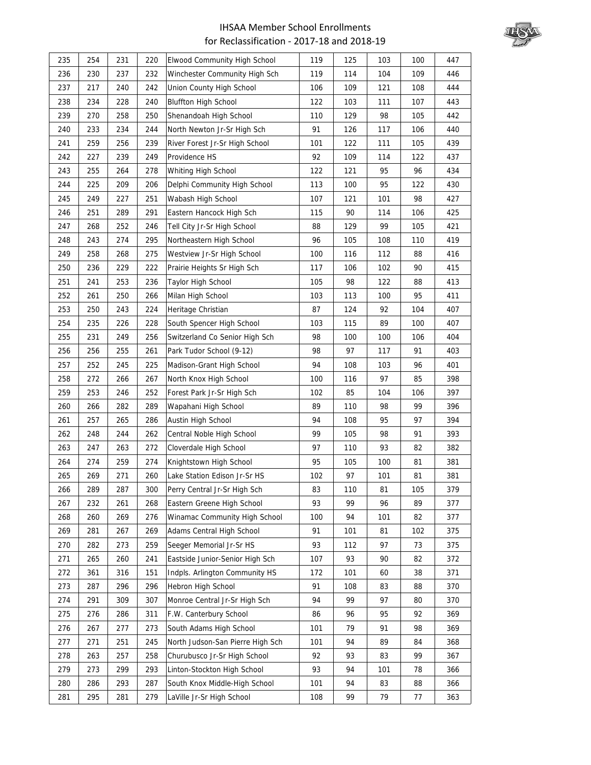# IHSAA Member School Enrollments for Reclassification - 2017-18 and 2018-19

| | | | | | | | | | |
|---|---|---|---|---|---|---|---|---|---|
| 235 | 254 | 231 | 220 | Elwood Community High School | 119 | 125 | 103 | 100 | 447 |
| 236 | 230 | 237 | 232 | Winchester Community High Sch | 119 | 114 | 104 | 109 | 446 |
| 237 | 217 | 240 | 242 | Union County High School | 106 | 109 | 121 | 108 | 444 |
| 238 | 234 | 228 | 240 | Bluffton High School | 122 | 103 | 111 | 107 | 443 |
| 239 | 270 | 258 | 250 | Shenandoah High School | 110 | 129 | 98 | 105 | 442 |
| 240 | 233 | 234 | 244 | North Newton Jr-Sr High Sch | 91 | 126 | 117 | 106 | 440 |
| 241 | 259 | 256 | 239 | River Forest Jr-Sr High School | 101 | 122 | 111 | 105 | 439 |
| 242 | 227 | 239 | 249 | Providence HS | 92 | 109 | 114 | 122 | 437 |
| 243 | 255 | 264 | 278 | Whiting High School | 122 | 121 | 95 | 96 | 434 |
| 244 | 225 | 209 | 206 | Delphi Community High School | 113 | 100 | 95 | 122 | 430 |
| 245 | 249 | 227 | 251 | Wabash High School | 107 | 121 | 101 | 98 | 427 |
| 246 | 251 | 289 | 291 | Eastern Hancock High Sch | 115 | 90 | 114 | 106 | 425 |
| 247 | 268 | 252 | 246 | Tell City Jr-Sr High School | 88 | 129 | 99 | 105 | 421 |
| 248 | 243 | 274 | 295 | Northeastern High School | 96 | 105 | 108 | 110 | 419 |
| 249 | 258 | 268 | 275 | Westview Jr-Sr High School | 100 | 116 | 112 | 88 | 416 |
| 250 | 236 | 229 | 222 | Prairie Heights Sr High Sch | 117 | 106 | 102 | 90 | 415 |
| 251 | 241 | 253 | 236 | Taylor High School | 105 | 98 | 122 | 88 | 413 |
| 252 | 261 | 250 | 266 | Milan High School | 103 | 113 | 100 | 95 | 411 |
| 253 | 250 | 243 | 224 | Heritage Christian | 87 | 124 | 92 | 104 | 407 |
| 254 | 235 | 226 | 228 | South Spencer High School | 103 | 115 | 89 | 100 | 407 |
| 255 | 231 | 249 | 256 | Switzerland Co Senior High Sch | 98 | 100 | 100 | 106 | 404 |
| 256 | 256 | 255 | 261 | Park Tudor School (9-12) | 98 | 97 | 117 | 91 | 403 |
| 257 | 252 | 245 | 225 | Madison-Grant High School | 94 | 108 | 103 | 96 | 401 |
| 258 | 272 | 266 | 267 | North Knox High School | 100 | 116 | 97 | 85 | 398 |
| 259 | 253 | 246 | 252 | Forest Park Jr-Sr High Sch | 102 | 85 | 104 | 106 | 397 |
| 260 | 266 | 282 | 289 | Wapahani High School | 89 | 110 | 98 | 99 | 396 |
| 261 | 257 | 265 | 286 | Austin High School | 94 | 108 | 95 | 97 | 394 |
| 262 | 248 | 244 | 262 | Central Noble High School | 99 | 105 | 98 | 91 | 393 |
| 263 | 247 | 263 | 272 | Cloverdale High School | 97 | 110 | 93 | 82 | 382 |
| 264 | 274 | 259 | 274 | Knightstown High School | 95 | 105 | 100 | 81 | 381 |
| 265 | 269 | 271 | 260 | Lake Station Edison Jr-Sr HS | 102 | 97 | 101 | 81 | 381 |
| 266 | 289 | 287 | 300 | Perry Central Jr-Sr High Sch | 83 | 110 | 81 | 105 | 379 |
| 267 | 232 | 261 | 268 | Eastern Greene High School | 93 | 99 | 96 | 89 | 377 |
| 268 | 260 | 269 | 276 | Winamac Community High School | 100 | 94 | 101 | 82 | 377 |
| 269 | 281 | 267 | 269 | Adams Central High School | 91 | 101 | 81 | 102 | 375 |
| 270 | 282 | 273 | 259 | Seeger Memorial Jr-Sr HS | 93 | 112 | 97 | 73 | 375 |
| 271 | 265 | 260 | 241 | Eastside Junior-Senior High Sch | 107 | 93 | 90 | 82 | 372 |
| 272 | 361 | 316 | 151 | Indpls. Arlington Community HS | 172 | 101 | 60 | 38 | 371 |
| 273 | 287 | 296 | 296 | Hebron High School | 91 | 108 | 83 | 88 | 370 |
| 274 | 291 | 309 | 307 | Monroe Central Jr-Sr High Sch | 94 | 99 | 97 | 80 | 370 |
| 275 | 276 | 286 | 311 | F.W. Canterbury School | 86 | 96 | 95 | 92 | 369 |
| 276 | 267 | 277 | 273 | South Adams High School | 101 | 79 | 91 | 98 | 369 |
| 277 | 271 | 251 | 245 | North Judson-San Pierre High Sch | 101 | 94 | 89 | 84 | 368 |
| 278 | 263 | 257 | 258 | Churubusco Jr-Sr High School | 92 | 93 | 83 | 99 | 367 |
| 279 | 273 | 299 | 293 | Linton-Stockton High School | 93 | 94 | 101 | 78 | 366 |
| 280 | 286 | 293 | 287 | South Knox Middle-High School | 101 | 94 | 83 | 88 | 366 |
| 281 | 295 | 281 | 279 | LaVille Jr-Sr High School | 108 | 99 | 79 | 77 | 363 |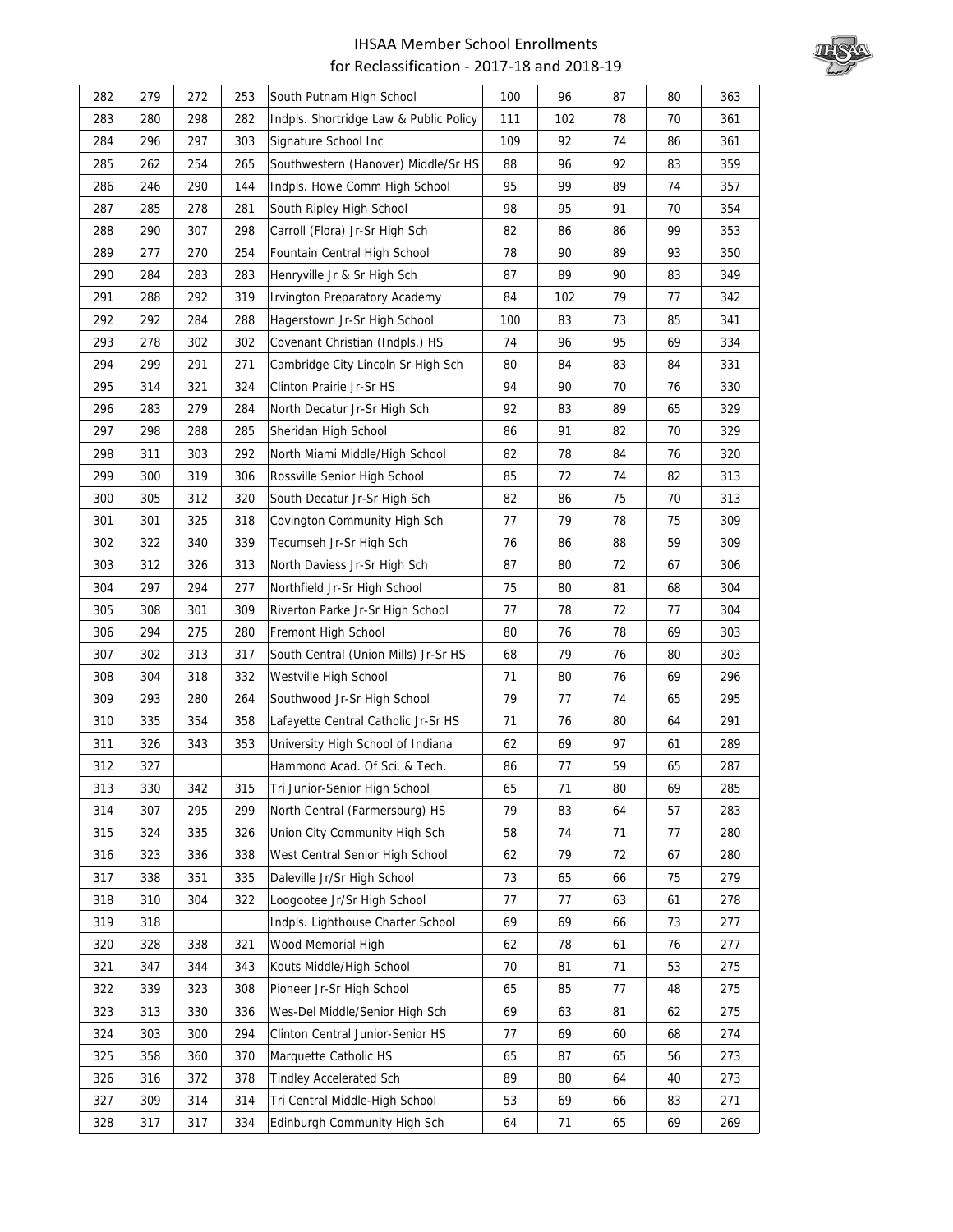| 282 | 279 | 272 | 253 | South Putnam High School | 100 | 96 | 87 | 80 | 363 |
|---|---|---|---|---|---|---|---|---|---|
| 283 | 280 | 298 | 282 | Indpls. Shortridge Law & Public Policy | 111 | 102 | 78 | 70 | 361 |
| 284 | 296 | 297 | 303 | Signature School Inc | 109 | 92 | 74 | 86 | 361 |
| 285 | 262 | 254 | 265 | Southwestern (Hanover) Middle/Sr HS | 88 | 96 | 92 | 83 | 359 |
| 286 | 246 | 290 | 144 | Indpls. Howe Comm High School | 95 | 99 | 89 | 74 | 357 |
| 287 | 285 | 278 | 281 | South Ripley High School | 98 | 95 | 91 | 70 | 354 |
| 288 | 290 | 307 | 298 | Carroll (Flora) Jr-Sr High Sch | 82 | 86 | 86 | 99 | 353 |
| 289 | 277 | 270 | 254 | Fountain Central High School | 78 | 90 | 89 | 93 | 350 |
| 290 | 284 | 283 | 283 | Henryville Jr & Sr High Sch | 87 | 89 | 90 | 83 | 349 |
| 291 | 288 | 292 | 319 | Irvington Preparatory Academy | 84 | 102 | 79 | 77 | 342 |
| 292 | 292 | 284 | 288 | Hagerstown Jr-Sr High School | 100 | 83 | 73 | 85 | 341 |
| 293 | 278 | 302 | 302 | Covenant Christian (Indpls.) HS | 74 | 96 | 95 | 69 | 334 |
| 294 | 299 | 291 | 271 | Cambridge City Lincoln Sr High Sch | 80 | 84 | 83 | 84 | 331 |
| 295 | 314 | 321 | 324 | Clinton Prairie Jr-Sr HS | 94 | 90 | 70 | 76 | 330 |
| 296 | 283 | 279 | 284 | North Decatur Jr-Sr High Sch | 92 | 83 | 89 | 65 | 329 |
| 297 | 298 | 288 | 285 | Sheridan High School | 86 | 91 | 82 | 70 | 329 |
| 298 | 311 | 303 | 292 | North Miami Middle/High School | 82 | 78 | 84 | 76 | 320 |
| 299 | 300 | 319 | 306 | Rossville Senior High School | 85 | 72 | 74 | 82 | 313 |
| 300 | 305 | 312 | 320 | South Decatur Jr-Sr High Sch | 82 | 86 | 75 | 70 | 313 |
| 301 | 301 | 325 | 318 | Covington Community High Sch | 77 | 79 | 78 | 75 | 309 |
| 302 | 322 | 340 | 339 | Tecumseh Jr-Sr High Sch | 76 | 86 | 88 | 59 | 309 |
| 303 | 312 | 326 | 313 | North Daviess Jr-Sr High Sch | 87 | 80 | 72 | 67 | 306 |
| 304 | 297 | 294 | 277 | Northfield Jr-Sr High School | 75 | 80 | 81 | 68 | 304 |
| 305 | 308 | 301 | 309 | Riverton Parke Jr-Sr High School | 77 | 78 | 72 | 77 | 304 |
| 306 | 294 | 275 | 280 | Fremont High School | 80 | 76 | 78 | 69 | 303 |
| 307 | 302 | 313 | 317 | South Central (Union Mills) Jr-Sr HS | 68 | 79 | 76 | 80 | 303 |
| 308 | 304 | 318 | 332 | Westville High School | 71 | 80 | 76 | 69 | 296 |
| 309 | 293 | 280 | 264 | Southwood Jr-Sr High School | 79 | 77 | 74 | 65 | 295 |
| 310 | 335 | 354 | 358 | Lafayette Central Catholic Jr-Sr HS | 71 | 76 | 80 | 64 | 291 |
| 311 | 326 | 343 | 353 | University High School of Indiana | 62 | 69 | 97 | 61 | 289 |
| 312 | 327 | | | Hammond Acad. Of Sci. & Tech. | 86 | 77 | 59 | 65 | 287 |
| 313 | 330 | 342 | 315 | Tri Junior-Senior High School | 65 | 71 | 80 | 69 | 285 |
| 314 | 307 | 295 | 299 | North Central (Farmersburg) HS | 79 | 83 | 64 | 57 | 283 |
| 315 | 324 | 335 | 326 | Union City Community High Sch | 58 | 74 | 71 | 77 | 280 |
| 316 | 323 | 336 | 338 | West Central Senior High School | 62 | 79 | 72 | 67 | 280 |
| 317 | 338 | 351 | 335 | Daleville Jr/Sr High School | 73 | 65 | 66 | 75 | 279 |
| 318 | 310 | 304 | 322 | Loogootee Jr/Sr High School | 77 | 77 | 63 | 61 | 278 |
| 319 | 318 | | | Indpls. Lighthouse Charter School | 69 | 69 | 66 | 73 | 277 |
| 320 | 328 | 338 | 321 | Wood Memorial High | 62 | 78 | 61 | 76 | 277 |
| 321 | 347 | 344 | 343 | Kouts Middle/High School | 70 | 81 | 71 | 53 | 275 |
| 322 | 339 | 323 | 308 | Pioneer Jr-Sr High School | 65 | 85 | 77 | 48 | 275 |
| 323 | 313 | 330 | 336 | Wes-Del Middle/Senior High Sch | 69 | 63 | 81 | 62 | 275 |
| 324 | 303 | 300 | 294 | Clinton Central Junior-Senior HS | 77 | 69 | 60 | 68 | 274 |
| 325 | 358 | 360 | 370 | Marquette Catholic HS | 65 | 87 | 65 | 56 | 273 |
| 326 | 316 | 372 | 378 | Tindley Accelerated Sch | 89 | 80 | 64 | 40 | 273 |
| 327 | 309 | 314 | 314 | Tri Central Middle-High School | 53 | 69 | 66 | 83 | 271 |
| 328 | 317 | 317 | 334 | Edinburgh Community High Sch | 64 | 71 | 65 | 69 | 269 |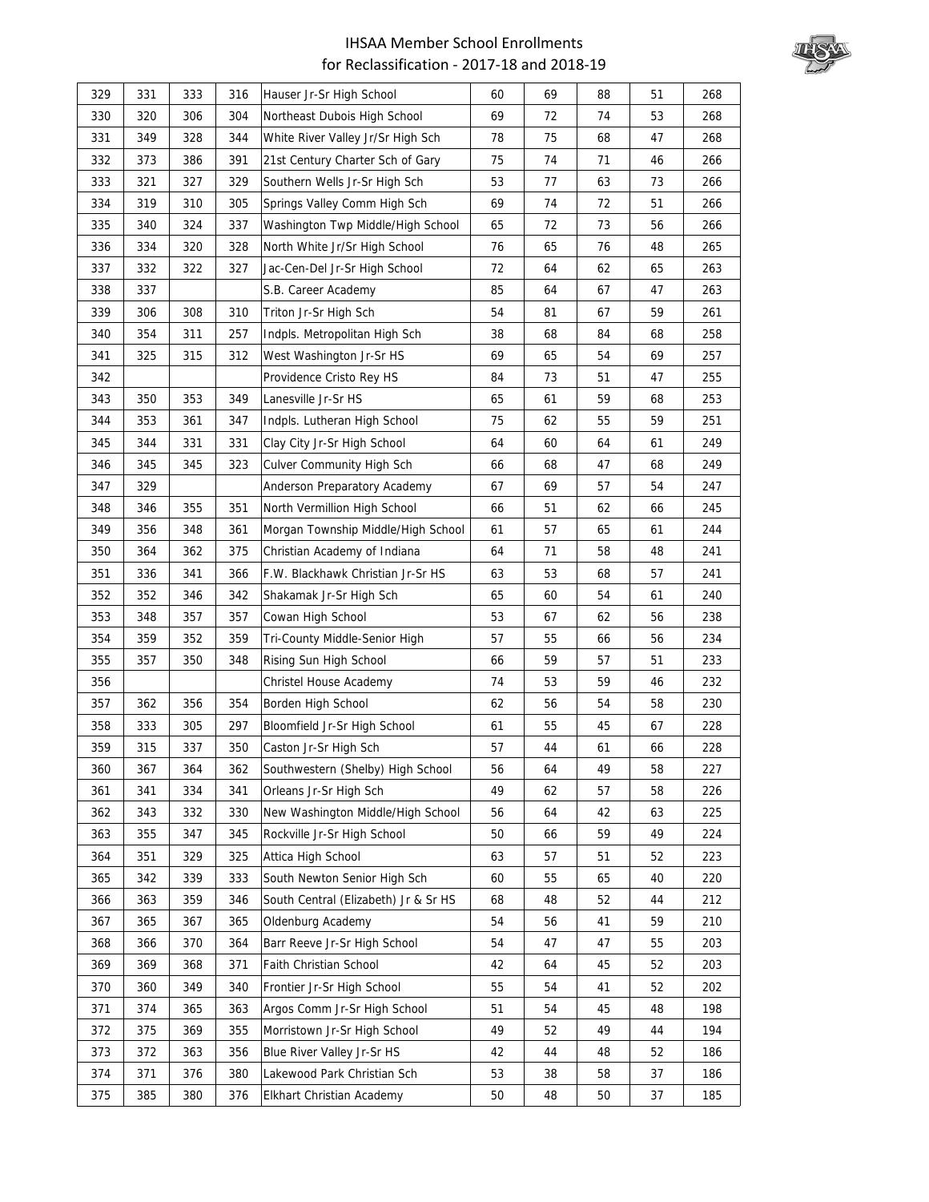# IHSAA Member School Enrollments for Reclassification - 2017-18 and 2018-19

| | | | | | | | | | |
|---|---|---|---|---|---|---|---|---|---|
| 329 | 331 | 333 | 316 | Hauser Jr-Sr High School | 60 | 69 | 88 | 51 | 268 |
| 330 | 320 | 306 | 304 | Northeast Dubois High School | 69 | 72 | 74 | 53 | 268 |
| 331 | 349 | 328 | 344 | White River Valley Jr/Sr High Sch | 78 | 75 | 68 | 47 | 268 |
| 332 | 373 | 386 | 391 | 21st Century Charter Sch of Gary | 75 | 74 | 71 | 46 | 266 |
| 333 | 321 | 327 | 329 | Southern Wells Jr-Sr High Sch | 53 | 77 | 63 | 73 | 266 |
| 334 | 319 | 310 | 305 | Springs Valley Comm High Sch | 69 | 74 | 72 | 51 | 266 |
| 335 | 340 | 324 | 337 | Washington Twp Middle/High School | 65 | 72 | 73 | 56 | 266 |
| 336 | 334 | 320 | 328 | North White Jr/Sr High School | 76 | 65 | 76 | 48 | 265 |
| 337 | 332 | 322 | 327 | Jac-Cen-Del Jr-Sr High School | 72 | 64 | 62 | 65 | 263 |
| 338 | 337 | | | S.B. Career Academy | 85 | 64 | 67 | 47 | 263 |
| 339 | 306 | 308 | 310 | Triton Jr-Sr High Sch | 54 | 81 | 67 | 59 | 261 |
| 340 | 354 | 311 | 257 | Indpls. Metropolitan High Sch | 38 | 68 | 84 | 68 | 258 |
| 341 | 325 | 315 | 312 | West Washington Jr-Sr HS | 69 | 65 | 54 | 69 | 257 |
| 342 | | | | Providence Cristo Rey HS | 84 | 73 | 51 | 47 | 255 |
| 343 | 350 | 353 | 349 | Lanesville Jr-Sr HS | 65 | 61 | 59 | 68 | 253 |
| 344 | 353 | 361 | 347 | Indpls. Lutheran High School | 75 | 62 | 55 | 59 | 251 |
| 345 | 344 | 331 | 331 | Clay City Jr-Sr High School | 64 | 60 | 64 | 61 | 249 |
| 346 | 345 | 345 | 323 | Culver Community High Sch | 66 | 68 | 47 | 68 | 249 |
| 347 | 329 | | | Anderson Preparatory Academy | 67 | 69 | 57 | 54 | 247 |
| 348 | 346 | 355 | 351 | North Vermillion High School | 66 | 51 | 62 | 66 | 245 |
| 349 | 356 | 348 | 361 | Morgan Township Middle/High School | 61 | 57 | 65 | 61 | 244 |
| 350 | 364 | 362 | 375 | Christian Academy of Indiana | 64 | 71 | 58 | 48 | 241 |
| 351 | 336 | 341 | 366 | F.W. Blackhawk Christian Jr-Sr HS | 63 | 53 | 68 | 57 | 241 |
| 352 | 352 | 346 | 342 | Shakamak Jr-Sr High Sch | 65 | 60 | 54 | 61 | 240 |
| 353 | 348 | 357 | 357 | Cowan High School | 53 | 67 | 62 | 56 | 238 |
| 354 | 359 | 352 | 359 | Tri-County Middle-Senior High | 57 | 55 | 66 | 56 | 234 |
| 355 | 357 | 350 | 348 | Rising Sun High School | 66 | 59 | 57 | 51 | 233 |
| 356 | | | | Christel House Academy | 74 | 53 | 59 | 46 | 232 |
| 357 | 362 | 356 | 354 | Borden High School | 62 | 56 | 54 | 58 | 230 |
| 358 | 333 | 305 | 297 | Bloomfield Jr-Sr High School | 61 | 55 | 45 | 67 | 228 |
| 359 | 315 | 337 | 350 | Caston Jr-Sr High Sch | 57 | 44 | 61 | 66 | 228 |
| 360 | 367 | 364 | 362 | Southwestern (Shelby) High School | 56 | 64 | 49 | 58 | 227 |
| 361 | 341 | 334 | 341 | Orleans Jr-Sr High Sch | 49 | 62 | 57 | 58 | 226 |
| 362 | 343 | 332 | 330 | New Washington Middle/High School | 56 | 64 | 42 | 63 | 225 |
| 363 | 355 | 347 | 345 | Rockville Jr-Sr High School | 50 | 66 | 59 | 49 | 224 |
| 364 | 351 | 329 | 325 | Attica High School | 63 | 57 | 51 | 52 | 223 |
| 365 | 342 | 339 | 333 | South Newton Senior High Sch | 60 | 55 | 65 | 40 | 220 |
| 366 | 363 | 359 | 346 | South Central (Elizabeth) Jr & Sr HS | 68 | 48 | 52 | 44 | 212 |
| 367 | 365 | 367 | 365 | Oldenburg Academy | 54 | 56 | 41 | 59 | 210 |
| 368 | 366 | 370 | 364 | Barr Reeve Jr-Sr High School | 54 | 47 | 47 | 55 | 203 |
| 369 | 369 | 368 | 371 | Faith Christian School | 42 | 64 | 45 | 52 | 203 |
| 370 | 360 | 349 | 340 | Frontier Jr-Sr High School | 55 | 54 | 41 | 52 | 202 |
| 371 | 374 | 365 | 363 | Argos Comm Jr-Sr High School | 51 | 54 | 45 | 48 | 198 |
| 372 | 375 | 369 | 355 | Morristown Jr-Sr High School | 49 | 52 | 49 | 44 | 194 |
| 373 | 372 | 363 | 356 | Blue River Valley Jr-Sr HS | 42 | 44 | 48 | 52 | 186 |
| 374 | 371 | 376 | 380 | Lakewood Park Christian Sch | 53 | 38 | 58 | 37 | 186 |
| 375 | 385 | 380 | 376 | Elkhart Christian Academy | 50 | 48 | 50 | 37 | 185 |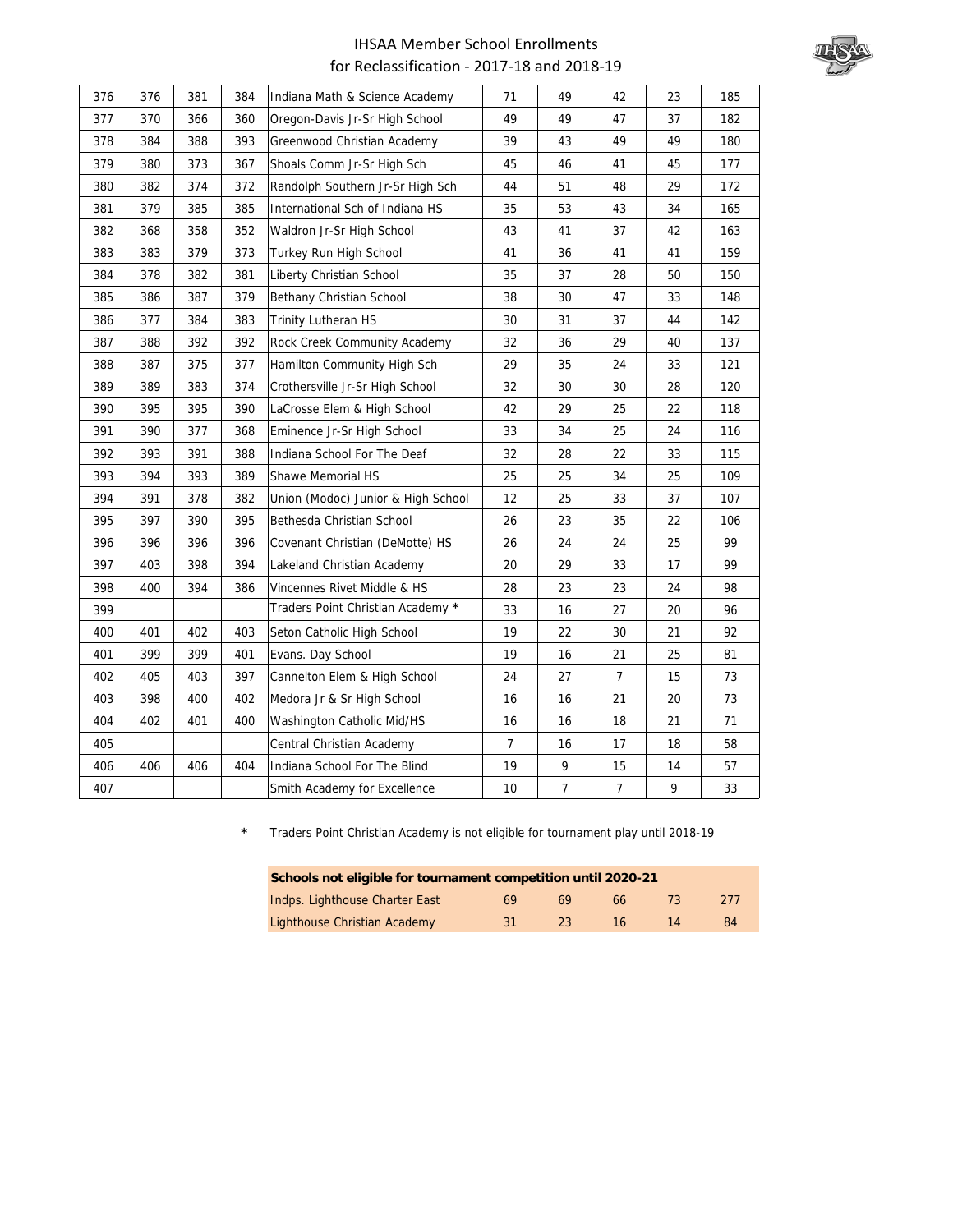# IHSAA Member School Enrollments for Reclassification - 2017-18 and 2018-19

| | | | | | | | | | |
|---|---|---|---|---|---|---|---|---|---|
| 376 | 376 | 381 | 384 | Indiana Math & Science Academy | 71 | 49 | 42 | 23 | 185 |
| 377 | 370 | 366 | 360 | Oregon-Davis Jr-Sr High School | 49 | 49 | 47 | 37 | 182 |
| 378 | 384 | 388 | 393 | Greenwood Christian Academy | 39 | 43 | 49 | 49 | 180 |
| 379 | 380 | 373 | 367 | Shoals Comm Jr-Sr High Sch | 45 | 46 | 41 | 45 | 177 |
| 380 | 382 | 374 | 372 | Randolph Southern Jr-Sr High Sch | 44 | 51 | 48 | 29 | 172 |
| 381 | 379 | 385 | 385 | International Sch of Indiana HS | 35 | 53 | 43 | 34 | 165 |
| 382 | 368 | 358 | 352 | Waldron Jr-Sr High School | 43 | 41 | 37 | 42 | 163 |
| 383 | 383 | 379 | 373 | Turkey Run High School | 41 | 36 | 41 | 41 | 159 |
| 384 | 378 | 382 | 381 | Liberty Christian School | 35 | 37 | 28 | 50 | 150 |
| 385 | 386 | 387 | 379 | Bethany Christian School | 38 | 30 | 47 | 33 | 148 |
| 386 | 377 | 384 | 383 | Trinity Lutheran HS | 30 | 31 | 37 | 44 | 142 |
| 387 | 388 | 392 | 392 | Rock Creek Community Academy | 32 | 36 | 29 | 40 | 137 |
| 388 | 387 | 375 | 377 | Hamilton Community High Sch | 29 | 35 | 24 | 33 | 121 |
| 389 | 389 | 383 | 374 | Crothersville Jr-Sr High School | 32 | 30 | 30 | 28 | 120 |
| 390 | 395 | 395 | 390 | LaCrosse Elem & High School | 42 | 29 | 25 | 22 | 118 |
| 391 | 390 | 377 | 368 | Eminence Jr-Sr High School | 33 | 34 | 25 | 24 | 116 |
| 392 | 393 | 391 | 388 | Indiana School For The Deaf | 32 | 28 | 22 | 33 | 115 |
| 393 | 394 | 393 | 389 | Shawe Memorial HS | 25 | 25 | 34 | 25 | 109 |
| 394 | 391 | 378 | 382 | Union (Modoc) Junior & High School | 12 | 25 | 33 | 37 | 107 |
| 395 | 397 | 390 | 395 | Bethesda Christian School | 26 | 23 | 35 | 22 | 106 |
| 396 | 396 | 396 | 396 | Covenant Christian (DeMotte) HS | 26 | 24 | 24 | 25 | 99 |
| 397 | 403 | 398 | 394 | Lakeland Christian Academy | 20 | 29 | 33 | 17 | 99 |
| 398 | 400 | 394 | 386 | Vincennes Rivet Middle & HS | 28 | 23 | 23 | 24 | 98 |
| 399 | | | | Traders Point Christian Academy * | 33 | 16 | 27 | 20 | 96 |
| 400 | 401 | 402 | 403 | Seton Catholic High School | 19 | 22 | 30 | 21 | 92 |
| 401 | 399 | 399 | 401 | Evans. Day School | 19 | 16 | 21 | 25 | 81 |
| 402 | 405 | 403 | 397 | Cannelton Elem & High School | 24 | 27 | 7 | 15 | 73 |
| 403 | 398 | 400 | 402 | Medora Jr & Sr High School | 16 | 16 | 21 | 20 | 73 |
| 404 | 402 | 401 | 400 | Washington Catholic Mid/HS | 16 | 16 | 18 | 21 | 71 |
| 405 | | | | Central Christian Academy | 7 | 16 | 17 | 18 | 58 |
| 406 | 406 | 406 | 404 | Indiana School For The Blind | 19 | 9 | 15 | 14 | 57 |
| 407 | | | | Smith Academy for Excellence | 10 | 7 | 7 | 9 | 33 |

\* Traders Point Christian Academy is not eligible for tournament play until 2018-19

| Schools not eligible for tournament competition until 2020-21 | | | | | |
|---|---|---|---|---|---|
| Indps. Lighthouse Charter East | 69 | 69 | 66 | 73 | 277 |
| Lighthouse Christian Academy | 31 | 23 | 16 | 14 | 84 |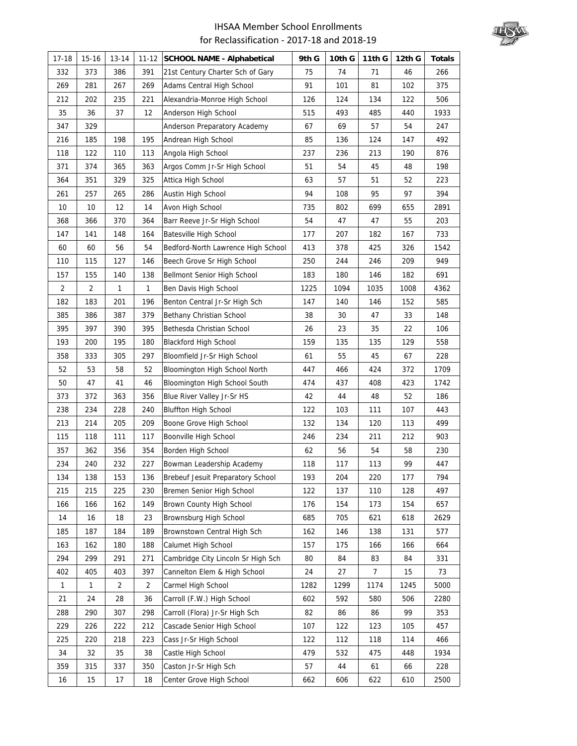# IHSAA Member School Enrollments for Reclassification - 2017-18 and 2018-19

| 17-18 | 15-16 | 13-14 | 11-12 | SCHOOL NAME - Alphabetical | 9th G | 10th G | 11th G | 12th G | Totals |
|---|---|---|---|---|---|---|---|---|---|
| 332 | 373 | 386 | 391 | 21st Century Charter Sch of Gary | 75 | 74 | 71 | 46 | 266 |
| 269 | 281 | 267 | 269 | Adams Central High School | 91 | 101 | 81 | 102 | 375 |
| 212 | 202 | 235 | 221 | Alexandria-Monroe High School | 126 | 124 | 134 | 122 | 506 |
| 35 | 36 | 37 | 12 | Anderson High School | 515 | 493 | 485 | 440 | 1933 |
| 347 | 329 | | | Anderson Preparatory Academy | 67 | 69 | 57 | 54 | 247 |
| 216 | 185 | 198 | 195 | Andrean High School | 85 | 136 | 124 | 147 | 492 |
| 118 | 122 | 110 | 113 | Angola High School | 237 | 236 | 213 | 190 | 876 |
| 371 | 374 | 365 | 363 | Argos Comm Jr-Sr High School | 51 | 54 | 45 | 48 | 198 |
| 364 | 351 | 329 | 325 | Attica High School | 63 | 57 | 51 | 52 | 223 |
| 261 | 257 | 265 | 286 | Austin High School | 94 | 108 | 95 | 97 | 394 |
| 10 | 10 | 12 | 14 | Avon High School | 735 | 802 | 699 | 655 | 2891 |
| 368 | 366 | 370 | 364 | Barr Reeve Jr-Sr High School | 54 | 47 | 47 | 55 | 203 |
| 147 | 141 | 148 | 164 | Batesville High School | 177 | 207 | 182 | 167 | 733 |
| 60 | 60 | 56 | 54 | Bedford-North Lawrence High School | 413 | 378 | 425 | 326 | 1542 |
| 110 | 115 | 127 | 146 | Beech Grove Sr High School | 250 | 244 | 246 | 209 | 949 |
| 157 | 155 | 140 | 138 | Bellmont Senior High School | 183 | 180 | 146 | 182 | 691 |
| 2 | 2 | 1 | 1 | Ben Davis High School | 1225 | 1094 | 1035 | 1008 | 4362 |
| 182 | 183 | 201 | 196 | Benton Central Jr-Sr High Sch | 147 | 140 | 146 | 152 | 585 |
| 385 | 386 | 387 | 379 | Bethany Christian School | 38 | 30 | 47 | 33 | 148 |
| 395 | 397 | 390 | 395 | Bethesda Christian School | 26 | 23 | 35 | 22 | 106 |
| 193 | 200 | 195 | 180 | Blackford High School | 159 | 135 | 135 | 129 | 558 |
| 358 | 333 | 305 | 297 | Bloomfield Jr-Sr High School | 61 | 55 | 45 | 67 | 228 |
| 52 | 53 | 58 | 52 | Bloomington High School North | 447 | 466 | 424 | 372 | 1709 |
| 50 | 47 | 41 | 46 | Bloomington High School South | 474 | 437 | 408 | 423 | 1742 |
| 373 | 372 | 363 | 356 | Blue River Valley Jr-Sr HS | 42 | 44 | 48 | 52 | 186 |
| 238 | 234 | 228 | 240 | Bluffton High School | 122 | 103 | 111 | 107 | 443 |
| 213 | 214 | 205 | 209 | Boone Grove High School | 132 | 134 | 120 | 113 | 499 |
| 115 | 118 | 111 | 117 | Boonville High School | 246 | 234 | 211 | 212 | 903 |
| 357 | 362 | 356 | 354 | Borden High School | 62 | 56 | 54 | 58 | 230 |
| 234 | 240 | 232 | 227 | Bowman Leadership Academy | 118 | 117 | 113 | 99 | 447 |
| 134 | 138 | 153 | 136 | Brebeuf Jesuit Preparatory School | 193 | 204 | 220 | 177 | 794 |
| 215 | 215 | 225 | 230 | Bremen Senior High School | 122 | 137 | 110 | 128 | 497 |
| 166 | 166 | 162 | 149 | Brown County High School | 176 | 154 | 173 | 154 | 657 |
| 14 | 16 | 18 | 23 | Brownsburg High School | 685 | 705 | 621 | 618 | 2629 |
| 185 | 187 | 184 | 189 | Brownstown Central High Sch | 162 | 146 | 138 | 131 | 577 |
| 163 | 162 | 180 | 188 | Calumet High School | 157 | 175 | 166 | 166 | 664 |
| 294 | 299 | 291 | 271 | Cambridge City Lincoln Sr High Sch | 80 | 84 | 83 | 84 | 331 |
| 402 | 405 | 403 | 397 | Cannelton Elem & High School | 24 | 27 | 7 | 15 | 73 |
| 1 | 1 | 2 | 2 | Carmel High School | 1282 | 1299 | 1174 | 1245 | 5000 |
| 21 | 24 | 28 | 36 | Carroll (F.W.) High School | 602 | 592 | 580 | 506 | 2280 |
| 288 | 290 | 307 | 298 | Carroll (Flora) Jr-Sr High Sch | 82 | 86 | 86 | 99 | 353 |
| 229 | 226 | 222 | 212 | Cascade Senior High School | 107 | 122 | 123 | 105 | 457 |
| 225 | 220 | 218 | 223 | Cass Jr-Sr High School | 122 | 112 | 118 | 114 | 466 |
| 34 | 32 | 35 | 38 | Castle High School | 479 | 532 | 475 | 448 | 1934 |
| 359 | 315 | 337 | 350 | Caston Jr-Sr High Sch | 57 | 44 | 61 | 66 | 228 |
| 16 | 15 | 17 | 18 | Center Grove High School | 662 | 606 | 622 | 610 | 2500 |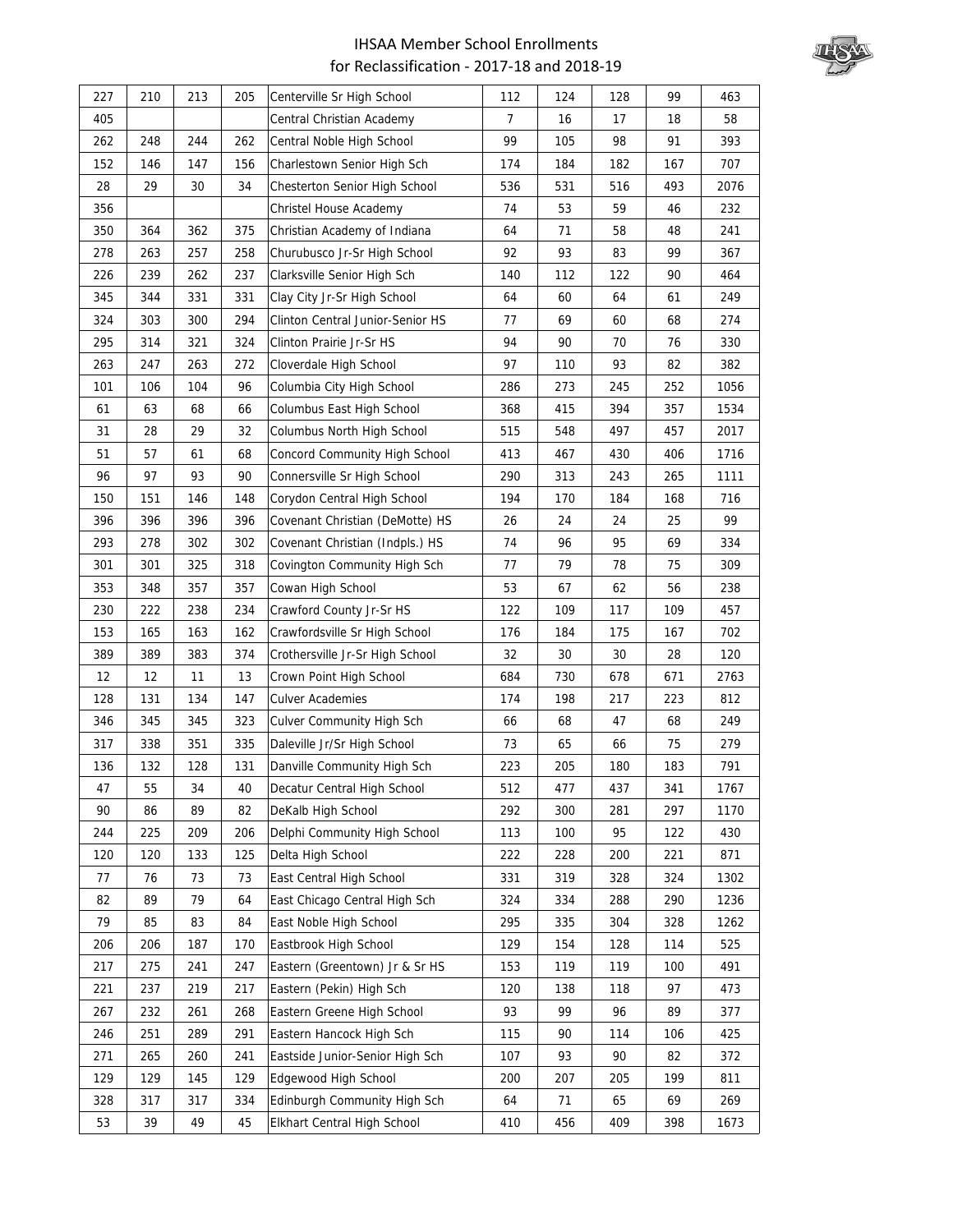# IHSAA Member School Enrollments for Reclassification - 2017-18 and 2018-19

| | | | | | | | | | |
|---|---|---|---|---|---|---|---|---|---|
| 227 | 210 | 213 | 205 | Centerville Sr High School | 112 | 124 | 128 | 99 | 463 |
| 405 | | | | Central Christian Academy | 7 | 16 | 17 | 18 | 58 |
| 262 | 248 | 244 | 262 | Central Noble High School | 99 | 105 | 98 | 91 | 393 |
| 152 | 146 | 147 | 156 | Charlestown Senior High Sch | 174 | 184 | 182 | 167 | 707 |
| 28 | 29 | 30 | 34 | Chesterton Senior High School | 536 | 531 | 516 | 493 | 2076 |
| 356 | | | | Christel House Academy | 74 | 53 | 59 | 46 | 232 |
| 350 | 364 | 362 | 375 | Christian Academy of Indiana | 64 | 71 | 58 | 48 | 241 |
| 278 | 263 | 257 | 258 | Churubusco Jr-Sr High School | 92 | 93 | 83 | 99 | 367 |
| 226 | 239 | 262 | 237 | Clarksville Senior High Sch | 140 | 112 | 122 | 90 | 464 |
| 345 | 344 | 331 | 331 | Clay City Jr-Sr High School | 64 | 60 | 64 | 61 | 249 |
| 324 | 303 | 300 | 294 | Clinton Central Junior-Senior HS | 77 | 69 | 60 | 68 | 274 |
| 295 | 314 | 321 | 324 | Clinton Prairie Jr-Sr HS | 94 | 90 | 70 | 76 | 330 |
| 263 | 247 | 263 | 272 | Cloverdale High School | 97 | 110 | 93 | 82 | 382 |
| 101 | 106 | 104 | 96 | Columbia City High School | 286 | 273 | 245 | 252 | 1056 |
| 61 | 63 | 68 | 66 | Columbus East High School | 368 | 415 | 394 | 357 | 1534 |
| 31 | 28 | 29 | 32 | Columbus North High School | 515 | 548 | 497 | 457 | 2017 |
| 51 | 57 | 61 | 68 | Concord Community High School | 413 | 467 | 430 | 406 | 1716 |
| 96 | 97 | 93 | 90 | Connersville Sr High School | 290 | 313 | 243 | 265 | 1111 |
| 150 | 151 | 146 | 148 | Corydon Central High School | 194 | 170 | 184 | 168 | 716 |
| 396 | 396 | 396 | 396 | Covenant Christian (DeMotte) HS | 26 | 24 | 24 | 25 | 99 |
| 293 | 278 | 302 | 302 | Covenant Christian (Indpls.) HS | 74 | 96 | 95 | 69 | 334 |
| 301 | 301 | 325 | 318 | Covington Community High Sch | 77 | 79 | 78 | 75 | 309 |
| 353 | 348 | 357 | 357 | Cowan High School | 53 | 67 | 62 | 56 | 238 |
| 230 | 222 | 238 | 234 | Crawford County Jr-Sr HS | 122 | 109 | 117 | 109 | 457 |
| 153 | 165 | 163 | 162 | Crawfordsville Sr High School | 176 | 184 | 175 | 167 | 702 |
| 389 | 389 | 383 | 374 | Crothersville Jr-Sr High School | 32 | 30 | 30 | 28 | 120 |
| 12 | 12 | 11 | 13 | Crown Point High School | 684 | 730 | 678 | 671 | 2763 |
| 128 | 131 | 134 | 147 | Culver Academies | 174 | 198 | 217 | 223 | 812 |
| 346 | 345 | 345 | 323 | Culver Community High Sch | 66 | 68 | 47 | 68 | 249 |
| 317 | 338 | 351 | 335 | Daleville Jr/Sr High School | 73 | 65 | 66 | 75 | 279 |
| 136 | 132 | 128 | 131 | Danville Community High Sch | 223 | 205 | 180 | 183 | 791 |
| 47 | 55 | 34 | 40 | Decatur Central High School | 512 | 477 | 437 | 341 | 1767 |
| 90 | 86 | 89 | 82 | DeKalb High School | 292 | 300 | 281 | 297 | 1170 |
| 244 | 225 | 209 | 206 | Delphi Community High School | 113 | 100 | 95 | 122 | 430 |
| 120 | 120 | 133 | 125 | Delta High School | 222 | 228 | 200 | 221 | 871 |
| 77 | 76 | 73 | 73 | East Central High School | 331 | 319 | 328 | 324 | 1302 |
| 82 | 89 | 79 | 64 | East Chicago Central High Sch | 324 | 334 | 288 | 290 | 1236 |
| 79 | 85 | 83 | 84 | East Noble High School | 295 | 335 | 304 | 328 | 1262 |
| 206 | 206 | 187 | 170 | Eastbrook High School | 129 | 154 | 128 | 114 | 525 |
| 217 | 275 | 241 | 247 | Eastern (Greentown) Jr & Sr HS | 153 | 119 | 119 | 100 | 491 |
| 221 | 237 | 219 | 217 | Eastern (Pekin) High Sch | 120 | 138 | 118 | 97 | 473 |
| 267 | 232 | 261 | 268 | Eastern Greene High School | 93 | 99 | 96 | 89 | 377 |
| 246 | 251 | 289 | 291 | Eastern Hancock High Sch | 115 | 90 | 114 | 106 | 425 |
| 271 | 265 | 260 | 241 | Eastside Junior-Senior High Sch | 107 | 93 | 90 | 82 | 372 |
| 129 | 129 | 145 | 129 | Edgewood High School | 200 | 207 | 205 | 199 | 811 |
| 328 | 317 | 317 | 334 | Edinburgh Community High Sch | 64 | 71 | 65 | 69 | 269 |
| 53 | 39 | 49 | 45 | Elkhart Central High School | 410 | 456 | 409 | 398 | 1673 |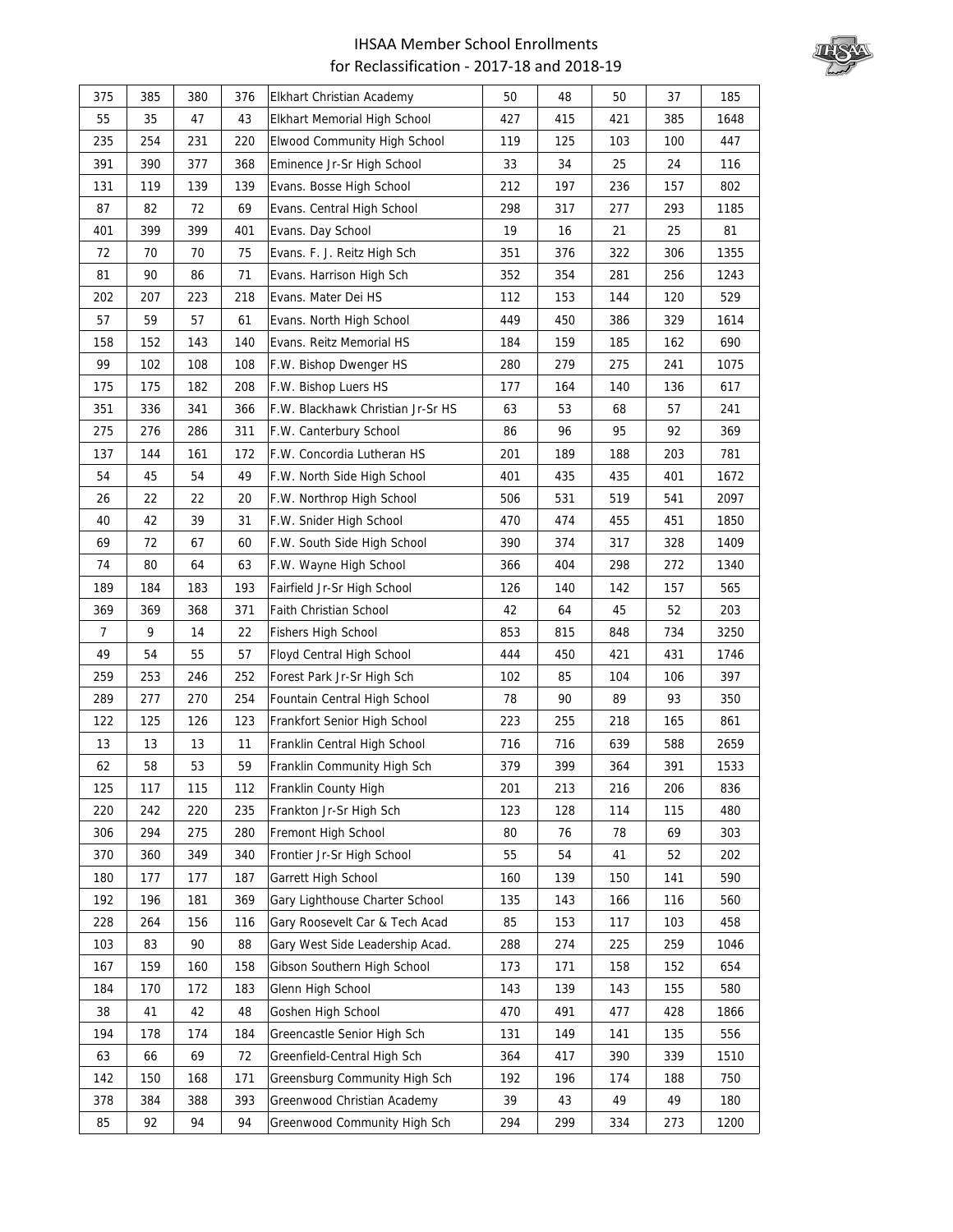# IHSAA Member School Enrollments for Reclassification - 2017-18 and 2018-19

| | | | | | | | | | |
|---|---|---|---|---|---|---|---|---|---|
| 375 | 385 | 380 | 376 | Elkhart Christian Academy | 50 | 48 | 50 | 37 | 185 |
| 55 | 35 | 47 | 43 | Elkhart Memorial High School | 427 | 415 | 421 | 385 | 1648 |
| 235 | 254 | 231 | 220 | Elwood Community High School | 119 | 125 | 103 | 100 | 447 |
| 391 | 390 | 377 | 368 | Eminence Jr-Sr High School | 33 | 34 | 25 | 24 | 116 |
| 131 | 119 | 139 | 139 | Evans. Bosse High School | 212 | 197 | 236 | 157 | 802 |
| 87 | 82 | 72 | 69 | Evans. Central High School | 298 | 317 | 277 | 293 | 1185 |
| 401 | 399 | 399 | 401 | Evans. Day School | 19 | 16 | 21 | 25 | 81 |
| 72 | 70 | 70 | 75 | Evans. F. J. Reitz High Sch | 351 | 376 | 322 | 306 | 1355 |
| 81 | 90 | 86 | 71 | Evans. Harrison High Sch | 352 | 354 | 281 | 256 | 1243 |
| 202 | 207 | 223 | 218 | Evans. Mater Dei HS | 112 | 153 | 144 | 120 | 529 |
| 57 | 59 | 57 | 61 | Evans. North High School | 449 | 450 | 386 | 329 | 1614 |
| 158 | 152 | 143 | 140 | Evans. Reitz Memorial HS | 184 | 159 | 185 | 162 | 690 |
| 99 | 102 | 108 | 108 | F.W. Bishop Dwenger HS | 280 | 279 | 275 | 241 | 1075 |
| 175 | 175 | 182 | 208 | F.W. Bishop Luers HS | 177 | 164 | 140 | 136 | 617 |
| 351 | 336 | 341 | 366 | F.W. Blackhawk Christian Jr-Sr HS | 63 | 53 | 68 | 57 | 241 |
| 275 | 276 | 286 | 311 | F.W. Canterbury School | 86 | 96 | 95 | 92 | 369 |
| 137 | 144 | 161 | 172 | F.W. Concordia Lutheran HS | 201 | 189 | 188 | 203 | 781 |
| 54 | 45 | 54 | 49 | F.W. North Side High School | 401 | 435 | 435 | 401 | 1672 |
| 26 | 22 | 22 | 20 | F.W. Northrop High School | 506 | 531 | 519 | 541 | 2097 |
| 40 | 42 | 39 | 31 | F.W. Snider High School | 470 | 474 | 455 | 451 | 1850 |
| 69 | 72 | 67 | 60 | F.W. South Side High School | 390 | 374 | 317 | 328 | 1409 |
| 74 | 80 | 64 | 63 | F.W. Wayne High School | 366 | 404 | 298 | 272 | 1340 |
| 189 | 184 | 183 | 193 | Fairfield Jr-Sr High School | 126 | 140 | 142 | 157 | 565 |
| 369 | 369 | 368 | 371 | Faith Christian School | 42 | 64 | 45 | 52 | 203 |
| 7 | 9 | 14 | 22 | Fishers High School | 853 | 815 | 848 | 734 | 3250 |
| 49 | 54 | 55 | 57 | Floyd Central High School | 444 | 450 | 421 | 431 | 1746 |
| 259 | 253 | 246 | 252 | Forest Park Jr-Sr High Sch | 102 | 85 | 104 | 106 | 397 |
| 289 | 277 | 270 | 254 | Fountain Central High School | 78 | 90 | 89 | 93 | 350 |
| 122 | 125 | 126 | 123 | Frankfort Senior High School | 223 | 255 | 218 | 165 | 861 |
| 13 | 13 | 13 | 11 | Franklin Central High School | 716 | 716 | 639 | 588 | 2659 |
| 62 | 58 | 53 | 59 | Franklin Community High Sch | 379 | 399 | 364 | 391 | 1533 |
| 125 | 117 | 115 | 112 | Franklin County High | 201 | 213 | 216 | 206 | 836 |
| 220 | 242 | 220 | 235 | Frankton Jr-Sr High Sch | 123 | 128 | 114 | 115 | 480 |
| 306 | 294 | 275 | 280 | Fremont High School | 80 | 76 | 78 | 69 | 303 |
| 370 | 360 | 349 | 340 | Frontier Jr-Sr High School | 55 | 54 | 41 | 52 | 202 |
| 180 | 177 | 177 | 187 | Garrett High School | 160 | 139 | 150 | 141 | 590 |
| 192 | 196 | 181 | 369 | Gary Lighthouse Charter School | 135 | 143 | 166 | 116 | 560 |
| 228 | 264 | 156 | 116 | Gary Roosevelt Car & Tech Acad | 85 | 153 | 117 | 103 | 458 |
| 103 | 83 | 90 | 88 | Gary West Side Leadership Acad. | 288 | 274 | 225 | 259 | 1046 |
| 167 | 159 | 160 | 158 | Gibson Southern High School | 173 | 171 | 158 | 152 | 654 |
| 184 | 170 | 172 | 183 | Glenn High School | 143 | 139 | 143 | 155 | 580 |
| 38 | 41 | 42 | 48 | Goshen High School | 470 | 491 | 477 | 428 | 1866 |
| 194 | 178 | 174 | 184 | Greencastle Senior High Sch | 131 | 149 | 141 | 135 | 556 |
| 63 | 66 | 69 | 72 | Greenfield-Central High Sch | 364 | 417 | 390 | 339 | 1510 |
| 142 | 150 | 168 | 171 | Greensburg Community High Sch | 192 | 196 | 174 | 188 | 750 |
| 378 | 384 | 388 | 393 | Greenwood Christian Academy | 39 | 43 | 49 | 49 | 180 |
| 85 | 92 | 94 | 94 | Greenwood Community High Sch | 294 | 299 | 334 | 273 | 1200 |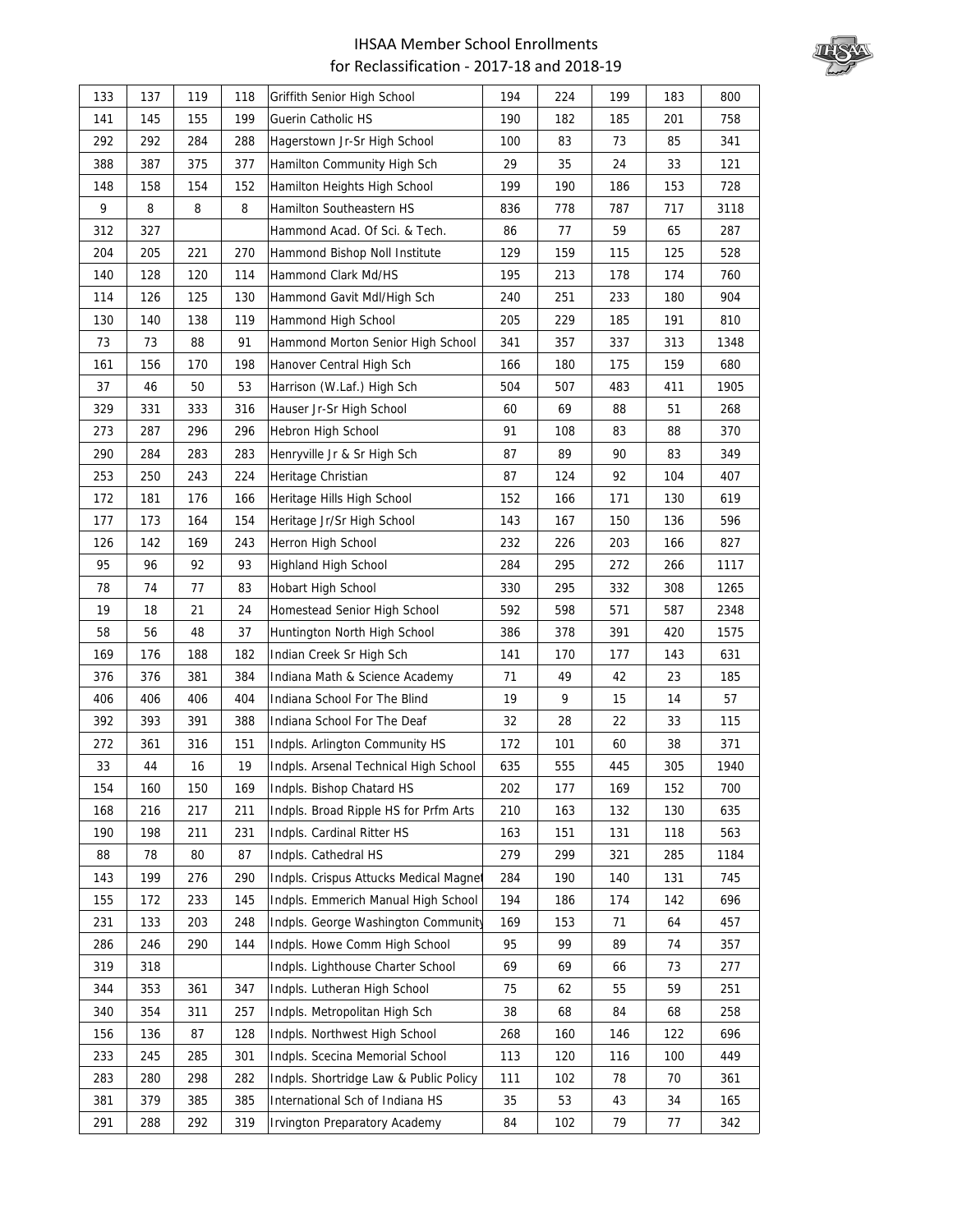# IHSAA Member School Enrollments for Reclassification - 2017-18 and 2018-19

| | | | | | | | | | |
|---|---|---|---|---|---|---|---|---|---|
| 133 | 137 | 119 | 118 | Griffith Senior High School | 194 | 224 | 199 | 183 | 800 |
| 141 | 145 | 155 | 199 | Guerin Catholic HS | 190 | 182 | 185 | 201 | 758 |
| 292 | 292 | 284 | 288 | Hagerstown Jr-Sr High School | 100 | 83 | 73 | 85 | 341 |
| 388 | 387 | 375 | 377 | Hamilton Community High Sch | 29 | 35 | 24 | 33 | 121 |
| 148 | 158 | 154 | 152 | Hamilton Heights High School | 199 | 190 | 186 | 153 | 728 |
| 9 | 8 | 8 | 8 | Hamilton Southeastern HS | 836 | 778 | 787 | 717 | 3118 |
| 312 | 327 | | | Hammond Acad. Of Sci. & Tech. | 86 | 77 | 59 | 65 | 287 |
| 204 | 205 | 221 | 270 | Hammond Bishop Noll Institute | 129 | 159 | 115 | 125 | 528 |
| 140 | 128 | 120 | 114 | Hammond Clark Md/HS | 195 | 213 | 178 | 174 | 760 |
| 114 | 126 | 125 | 130 | Hammond Gavit Mdl/High Sch | 240 | 251 | 233 | 180 | 904 |
| 130 | 140 | 138 | 119 | Hammond High School | 205 | 229 | 185 | 191 | 810 |
| 73 | 73 | 88 | 91 | Hammond Morton Senior High School | 341 | 357 | 337 | 313 | 1348 |
| 161 | 156 | 170 | 198 | Hanover Central High Sch | 166 | 180 | 175 | 159 | 680 |
| 37 | 46 | 50 | 53 | Harrison (W.Laf.) High Sch | 504 | 507 | 483 | 411 | 1905 |
| 329 | 331 | 333 | 316 | Hauser Jr-Sr High School | 60 | 69 | 88 | 51 | 268 |
| 273 | 287 | 296 | 296 | Hebron High School | 91 | 108 | 83 | 88 | 370 |
| 290 | 284 | 283 | 283 | Henryville Jr & Sr High Sch | 87 | 89 | 90 | 83 | 349 |
| 253 | 250 | 243 | 224 | Heritage Christian | 87 | 124 | 92 | 104 | 407 |
| 172 | 181 | 176 | 166 | Heritage Hills High School | 152 | 166 | 171 | 130 | 619 |
| 177 | 173 | 164 | 154 | Heritage Jr/Sr High School | 143 | 167 | 150 | 136 | 596 |
| 126 | 142 | 169 | 243 | Herron High School | 232 | 226 | 203 | 166 | 827 |
| 95 | 96 | 92 | 93 | Highland High School | 284 | 295 | 272 | 266 | 1117 |
| 78 | 74 | 77 | 83 | Hobart High School | 330 | 295 | 332 | 308 | 1265 |
| 19 | 18 | 21 | 24 | Homestead Senior High School | 592 | 598 | 571 | 587 | 2348 |
| 58 | 56 | 48 | 37 | Huntington North High School | 386 | 378 | 391 | 420 | 1575 |
| 169 | 176 | 188 | 182 | Indian Creek Sr High Sch | 141 | 170 | 177 | 143 | 631 |
| 376 | 376 | 381 | 384 | Indiana Math & Science Academy | 71 | 49 | 42 | 23 | 185 |
| 406 | 406 | 406 | 404 | Indiana School For The Blind | 19 | 9 | 15 | 14 | 57 |
| 392 | 393 | 391 | 388 | Indiana School For The Deaf | 32 | 28 | 22 | 33 | 115 |
| 272 | 361 | 316 | 151 | Indpls. Arlington Community HS | 172 | 101 | 60 | 38 | 371 |
| 33 | 44 | 16 | 19 | Indpls. Arsenal Technical High School | 635 | 555 | 445 | 305 | 1940 |
| 154 | 160 | 150 | 169 | Indpls. Bishop Chatard HS | 202 | 177 | 169 | 152 | 700 |
| 168 | 216 | 217 | 211 | Indpls. Broad Ripple HS for Prfm Arts | 210 | 163 | 132 | 130 | 635 |
| 190 | 198 | 211 | 231 | Indpls. Cardinal Ritter HS | 163 | 151 | 131 | 118 | 563 |
| 88 | 78 | 80 | 87 | Indpls. Cathedral HS | 279 | 299 | 321 | 285 | 1184 |
| 143 | 199 | 276 | 290 | Indpls. Crispus Attucks Medical Magnet | 284 | 190 | 140 | 131 | 745 |
| 155 | 172 | 233 | 145 | Indpls. Emmerich Manual High School | 194 | 186 | 174 | 142 | 696 |
| 231 | 133 | 203 | 248 | Indpls. George Washington Community | 169 | 153 | 71 | 64 | 457 |
| 286 | 246 | 290 | 144 | Indpls. Howe Comm High School | 95 | 99 | 89 | 74 | 357 |
| 319 | 318 | | | Indpls. Lighthouse Charter School | 69 | 69 | 66 | 73 | 277 |
| 344 | 353 | 361 | 347 | Indpls. Lutheran High School | 75 | 62 | 55 | 59 | 251 |
| 340 | 354 | 311 | 257 | Indpls. Metropolitan High Sch | 38 | 68 | 84 | 68 | 258 |
| 156 | 136 | 87 | 128 | Indpls. Northwest High School | 268 | 160 | 146 | 122 | 696 |
| 233 | 245 | 285 | 301 | Indpls. Scecina Memorial School | 113 | 120 | 116 | 100 | 449 |
| 283 | 280 | 298 | 282 | Indpls. Shortridge Law & Public Policy | 111 | 102 | 78 | 70 | 361 |
| 381 | 379 | 385 | 385 | International Sch of Indiana HS | 35 | 53 | 43 | 34 | 165 |
| 291 | 288 | 292 | 319 | Irvington Preparatory Academy | 84 | 102 | 79 | 77 | 342 |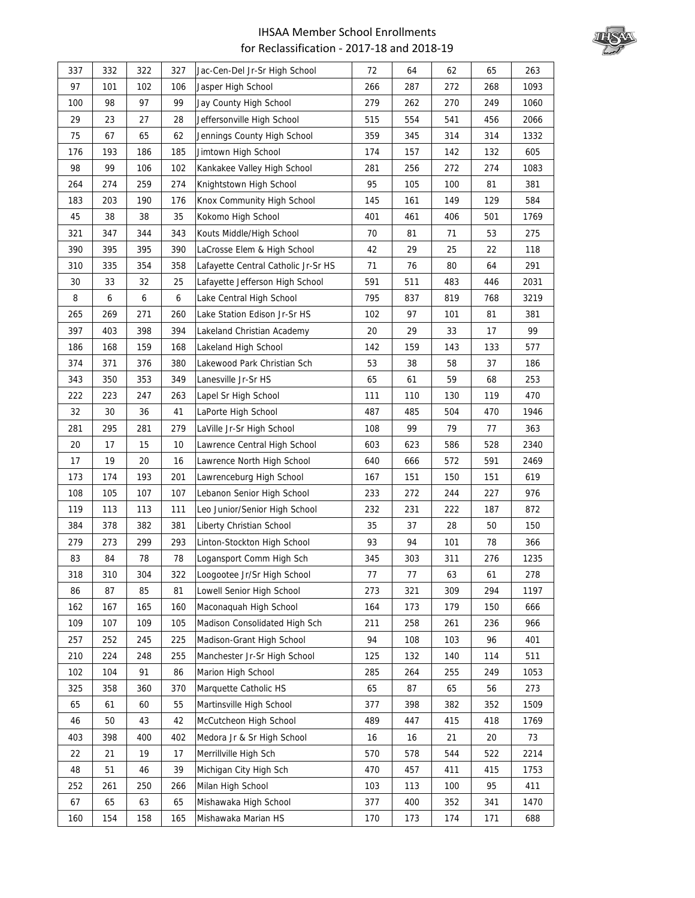| | | | | | | | | | |
|---|---|---|---|---|---|---|---|---|---|
| 337 | 332 | 322 | 327 | Jac-Cen-Del Jr-Sr High School | 72 | 64 | 62 | 65 | 263 |
| 97 | 101 | 102 | 106 | Jasper High School | 266 | 287 | 272 | 268 | 1093 |
| 100 | 98 | 97 | 99 | Jay County High School | 279 | 262 | 270 | 249 | 1060 |
| 29 | 23 | 27 | 28 | Jeffersonville High School | 515 | 554 | 541 | 456 | 2066 |
| 75 | 67 | 65 | 62 | Jennings County High School | 359 | 345 | 314 | 314 | 1332 |
| 176 | 193 | 186 | 185 | Jimtown High School | 174 | 157 | 142 | 132 | 605 |
| 98 | 99 | 106 | 102 | Kankakee Valley High School | 281 | 256 | 272 | 274 | 1083 |
| 264 | 274 | 259 | 274 | Knightstown High School | 95 | 105 | 100 | 81 | 381 |
| 183 | 203 | 190 | 176 | Knox Community High School | 145 | 161 | 149 | 129 | 584 |
| 45 | 38 | 38 | 35 | Kokomo High School | 401 | 461 | 406 | 501 | 1769 |
| 321 | 347 | 344 | 343 | Kouts Middle/High School | 70 | 81 | 71 | 53 | 275 |
| 390 | 395 | 395 | 390 | LaCrosse Elem & High School | 42 | 29 | 25 | 22 | 118 |
| 310 | 335 | 354 | 358 | Lafayette Central Catholic Jr-Sr HS | 71 | 76 | 80 | 64 | 291 |
| 30 | 33 | 32 | 25 | Lafayette Jefferson High School | 591 | 511 | 483 | 446 | 2031 |
| 8 | 6 | 6 | 6 | Lake Central High School | 795 | 837 | 819 | 768 | 3219 |
| 265 | 269 | 271 | 260 | Lake Station Edison Jr-Sr HS | 102 | 97 | 101 | 81 | 381 |
| 397 | 403 | 398 | 394 | Lakeland Christian Academy | 20 | 29 | 33 | 17 | 99 |
| 186 | 168 | 159 | 168 | Lakeland High School | 142 | 159 | 143 | 133 | 577 |
| 374 | 371 | 376 | 380 | Lakewood Park Christian Sch | 53 | 38 | 58 | 37 | 186 |
| 343 | 350 | 353 | 349 | Lanesville Jr-Sr HS | 65 | 61 | 59 | 68 | 253 |
| 222 | 223 | 247 | 263 | Lapel Sr High School | 111 | 110 | 130 | 119 | 470 |
| 32 | 30 | 36 | 41 | LaPorte High School | 487 | 485 | 504 | 470 | 1946 |
| 281 | 295 | 281 | 279 | LaVille Jr-Sr High School | 108 | 99 | 79 | 77 | 363 |
| 20 | 17 | 15 | 10 | Lawrence Central High School | 603 | 623 | 586 | 528 | 2340 |
| 17 | 19 | 20 | 16 | Lawrence North High School | 640 | 666 | 572 | 591 | 2469 |
| 173 | 174 | 193 | 201 | Lawrenceburg High School | 167 | 151 | 150 | 151 | 619 |
| 108 | 105 | 107 | 107 | Lebanon Senior High School | 233 | 272 | 244 | 227 | 976 |
| 119 | 113 | 113 | 111 | Leo Junior/Senior High School | 232 | 231 | 222 | 187 | 872 |
| 384 | 378 | 382 | 381 | Liberty Christian School | 35 | 37 | 28 | 50 | 150 |
| 279 | 273 | 299 | 293 | Linton-Stockton High School | 93 | 94 | 101 | 78 | 366 |
| 83 | 84 | 78 | 78 | Logansport Comm High Sch | 345 | 303 | 311 | 276 | 1235 |
| 318 | 310 | 304 | 322 | Loogootee Jr/Sr High School | 77 | 77 | 63 | 61 | 278 |
| 86 | 87 | 85 | 81 | Lowell Senior High School | 273 | 321 | 309 | 294 | 1197 |
| 162 | 167 | 165 | 160 | Maconaquah High School | 164 | 173 | 179 | 150 | 666 |
| 109 | 107 | 109 | 105 | Madison Consolidated High Sch | 211 | 258 | 261 | 236 | 966 |
| 257 | 252 | 245 | 225 | Madison-Grant High School | 94 | 108 | 103 | 96 | 401 |
| 210 | 224 | 248 | 255 | Manchester Jr-Sr High School | 125 | 132 | 140 | 114 | 511 |
| 102 | 104 | 91 | 86 | Marion High School | 285 | 264 | 255 | 249 | 1053 |
| 325 | 358 | 360 | 370 | Marquette Catholic HS | 65 | 87 | 65 | 56 | 273 |
| 65 | 61 | 60 | 55 | Martinsville High School | 377 | 398 | 382 | 352 | 1509 |
| 46 | 50 | 43 | 42 | McCutcheon High School | 489 | 447 | 415 | 418 | 1769 |
| 403 | 398 | 400 | 402 | Medora Jr & Sr High School | 16 | 16 | 21 | 20 | 73 |
| 22 | 21 | 19 | 17 | Merrillville High Sch | 570 | 578 | 544 | 522 | 2214 |
| 48 | 51 | 46 | 39 | Michigan City High Sch | 470 | 457 | 411 | 415 | 1753 |
| 252 | 261 | 250 | 266 | Milan High School | 103 | 113 | 100 | 95 | 411 |
| 67 | 65 | 63 | 65 | Mishawaka High School | 377 | 400 | 352 | 341 | 1470 |
| 160 | 154 | 158 | 165 | Mishawaka Marian HS | 170 | 173 | 174 | 171 | 688 |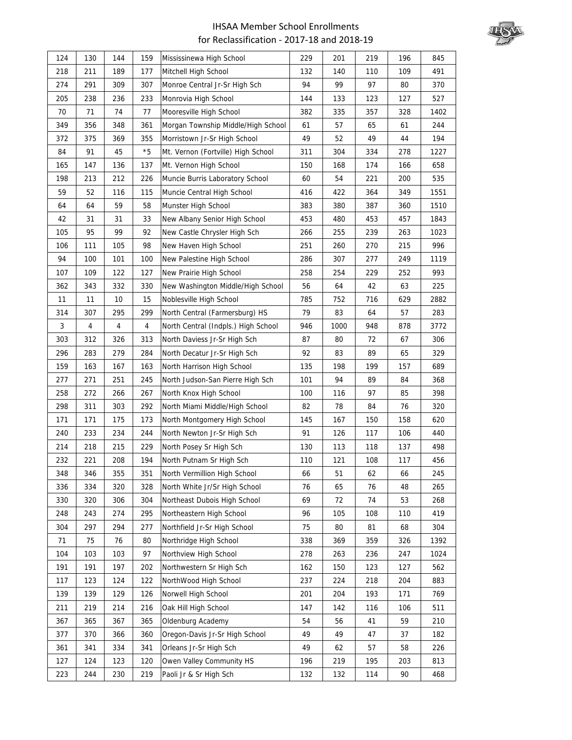# IHSAA Member School Enrollments for Reclassification - 2017-18 and 2018-19

| | | | | | | | | | |
|---|---|---|---|---|---|---|---|---|---|
| 124 | 130 | 144 | 159 | Mississinewa High School | 229 | 201 | 219 | 196 | 845 |
| 218 | 211 | 189 | 177 | Mitchell High School | 132 | 140 | 110 | 109 | 491 |
| 274 | 291 | 309 | 307 | Monroe Central Jr-Sr High Sch | 94 | 99 | 97 | 80 | 370 |
| 205 | 238 | 236 | 233 | Monrovia High School | 144 | 133 | 123 | 127 | 527 |
| 70 | 71 | 74 | 77 | Mooresville High School | 382 | 335 | 357 | 328 | 1402 |
| 349 | 356 | 348 | 361 | Morgan Township Middle/High School | 61 | 57 | 65 | 61 | 244 |
| 372 | 375 | 369 | 355 | Morristown Jr-Sr High School | 49 | 52 | 49 | 44 | 194 |
| 84 | 91 | 45 | *5 | Mt. Vernon (Fortville) High School | 311 | 304 | 334 | 278 | 1227 |
| 165 | 147 | 136 | 137 | Mt. Vernon High School | 150 | 168 | 174 | 166 | 658 |
| 198 | 213 | 212 | 226 | Muncie Burris Laboratory School | 60 | 54 | 221 | 200 | 535 |
| 59 | 52 | 116 | 115 | Muncie Central High School | 416 | 422 | 364 | 349 | 1551 |
| 64 | 64 | 59 | 58 | Munster High School | 383 | 380 | 387 | 360 | 1510 |
| 42 | 31 | 31 | 33 | New Albany Senior High School | 453 | 480 | 453 | 457 | 1843 |
| 105 | 95 | 99 | 92 | New Castle Chrysler High Sch | 266 | 255 | 239 | 263 | 1023 |
| 106 | 111 | 105 | 98 | New Haven High School | 251 | 260 | 270 | 215 | 996 |
| 94 | 100 | 101 | 100 | New Palestine High School | 286 | 307 | 277 | 249 | 1119 |
| 107 | 109 | 122 | 127 | New Prairie High School | 258 | 254 | 229 | 252 | 993 |
| 362 | 343 | 332 | 330 | New Washington Middle/High School | 56 | 64 | 42 | 63 | 225 |
| 11 | 11 | 10 | 15 | Noblesville High School | 785 | 752 | 716 | 629 | 2882 |
| 314 | 307 | 295 | 299 | North Central (Farmersburg) HS | 79 | 83 | 64 | 57 | 283 |
| 3 | 4 | 4 | 4 | North Central (Indpls.) High School | 946 | 1000 | 948 | 878 | 3772 |
| 303 | 312 | 326 | 313 | North Daviess Jr-Sr High Sch | 87 | 80 | 72 | 67 | 306 |
| 296 | 283 | 279 | 284 | North Decatur Jr-Sr High Sch | 92 | 83 | 89 | 65 | 329 |
| 159 | 163 | 167 | 163 | North Harrison High School | 135 | 198 | 199 | 157 | 689 |
| 277 | 271 | 251 | 245 | North Judson-San Pierre High Sch | 101 | 94 | 89 | 84 | 368 |
| 258 | 272 | 266 | 267 | North Knox High School | 100 | 116 | 97 | 85 | 398 |
| 298 | 311 | 303 | 292 | North Miami Middle/High School | 82 | 78 | 84 | 76 | 320 |
| 171 | 171 | 175 | 173 | North Montgomery High School | 145 | 167 | 150 | 158 | 620 |
| 240 | 233 | 234 | 244 | North Newton Jr-Sr High Sch | 91 | 126 | 117 | 106 | 440 |
| 214 | 218 | 215 | 229 | North Posey Sr High Sch | 130 | 113 | 118 | 137 | 498 |
| 232 | 221 | 208 | 194 | North Putnam Sr High Sch | 110 | 121 | 108 | 117 | 456 |
| 348 | 346 | 355 | 351 | North Vermillion High School | 66 | 51 | 62 | 66 | 245 |
| 336 | 334 | 320 | 328 | North White Jr/Sr High School | 76 | 65 | 76 | 48 | 265 |
| 330 | 320 | 306 | 304 | Northeast Dubois High School | 69 | 72 | 74 | 53 | 268 |
| 248 | 243 | 274 | 295 | Northeastern High School | 96 | 105 | 108 | 110 | 419 |
| 304 | 297 | 294 | 277 | Northfield Jr-Sr High School | 75 | 80 | 81 | 68 | 304 |
| 71 | 75 | 76 | 80 | Northridge High School | 338 | 369 | 359 | 326 | 1392 |
| 104 | 103 | 103 | 97 | Northview High School | 278 | 263 | 236 | 247 | 1024 |
| 191 | 191 | 197 | 202 | Northwestern Sr High Sch | 162 | 150 | 123 | 127 | 562 |
| 117 | 123 | 124 | 122 | NorthWood High School | 237 | 224 | 218 | 204 | 883 |
| 139 | 139 | 129 | 126 | Norwell High School | 201 | 204 | 193 | 171 | 769 |
| 211 | 219 | 214 | 216 | Oak Hill High School | 147 | 142 | 116 | 106 | 511 |
| 367 | 365 | 367 | 365 | Oldenburg Academy | 54 | 56 | 41 | 59 | 210 |
| 377 | 370 | 366 | 360 | Oregon-Davis Jr-Sr High School | 49 | 49 | 47 | 37 | 182 |
| 361 | 341 | 334 | 341 | Orleans Jr-Sr High Sch | 49 | 62 | 57 | 58 | 226 |
| 127 | 124 | 123 | 120 | Owen Valley Community HS | 196 | 219 | 195 | 203 | 813 |
| 223 | 244 | 230 | 219 | Paoli Jr & Sr High Sch | 132 | 132 | 114 | 90 | 468 |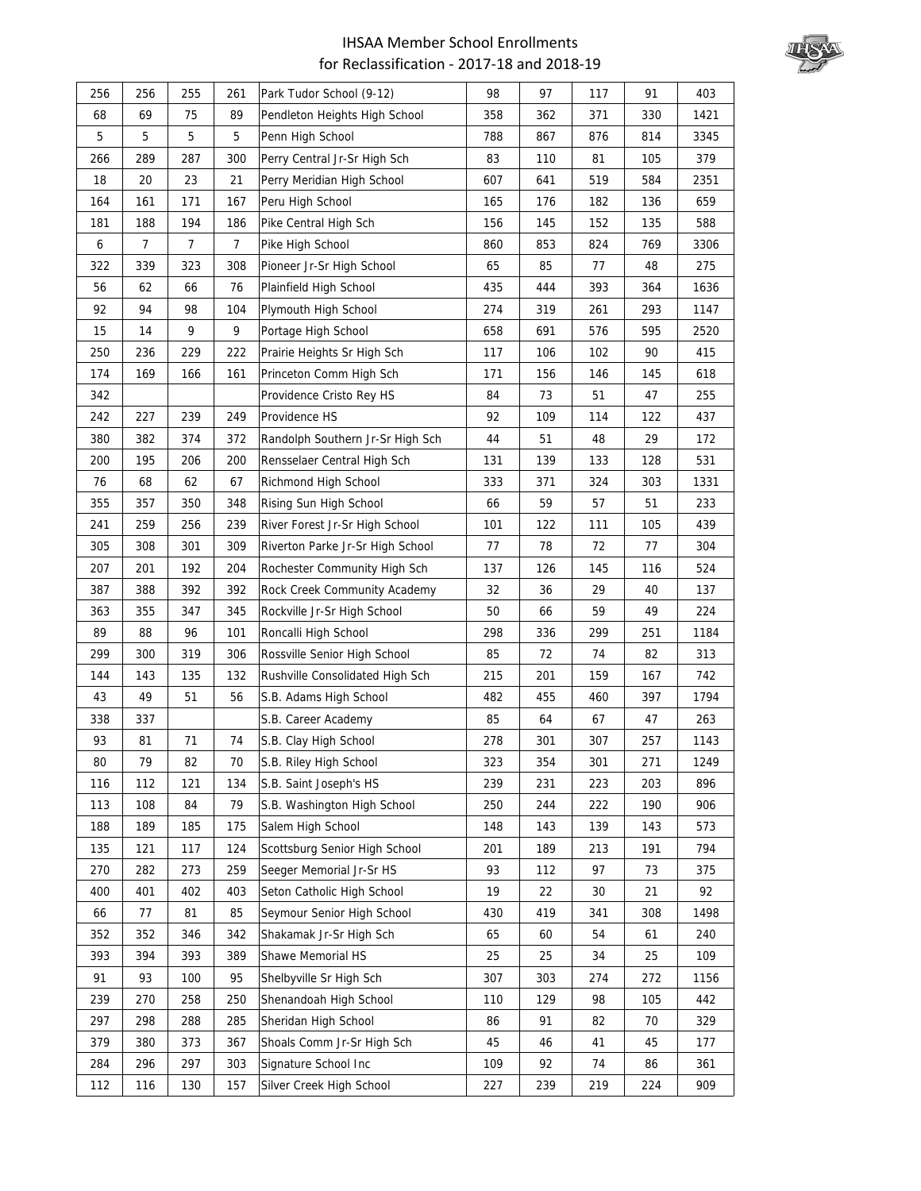# IHSAA Member School Enrollments
## for Reclassification - 2017-18 and 2018-19

| | | | | | | | | | |
|---|---|---|---|---|---|---|---|---|---|
| 256 | 256 | 255 | 261 | Park Tudor School (9-12) | 98 | 97 | 117 | 91 | 403 |
| 68 | 69 | 75 | 89 | Pendleton Heights High School | 358 | 362 | 371 | 330 | 1421 |
| 5 | 5 | 5 | 5 | Penn High School | 788 | 867 | 876 | 814 | 3345 |
| 266 | 289 | 287 | 300 | Perry Central Jr-Sr High Sch | 83 | 110 | 81 | 105 | 379 |
| 18 | 20 | 23 | 21 | Perry Meridian High School | 607 | 641 | 519 | 584 | 2351 |
| 164 | 161 | 171 | 167 | Peru High School | 165 | 176 | 182 | 136 | 659 |
| 181 | 188 | 194 | 186 | Pike Central High Sch | 156 | 145 | 152 | 135 | 588 |
| 6 | 7 | 7 | 7 | Pike High School | 860 | 853 | 824 | 769 | 3306 |
| 322 | 339 | 323 | 308 | Pioneer Jr-Sr High School | 65 | 85 | 77 | 48 | 275 |
| 56 | 62 | 66 | 76 | Plainfield High School | 435 | 444 | 393 | 364 | 1636 |
| 92 | 94 | 98 | 104 | Plymouth High School | 274 | 319 | 261 | 293 | 1147 |
| 15 | 14 | 9 | 9 | Portage High School | 658 | 691 | 576 | 595 | 2520 |
| 250 | 236 | 229 | 222 | Prairie Heights Sr High Sch | 117 | 106 | 102 | 90 | 415 |
| 174 | 169 | 166 | 161 | Princeton Comm High Sch | 171 | 156 | 146 | 145 | 618 |
| 342 | | | | Providence Cristo Rey HS | 84 | 73 | 51 | 47 | 255 |
| 242 | 227 | 239 | 249 | Providence HS | 92 | 109 | 114 | 122 | 437 |
| 380 | 382 | 374 | 372 | Randolph Southern Jr-Sr High Sch | 44 | 51 | 48 | 29 | 172 |
| 200 | 195 | 206 | 200 | Rensselaer Central High Sch | 131 | 139 | 133 | 128 | 531 |
| 76 | 68 | 62 | 67 | Richmond High School | 333 | 371 | 324 | 303 | 1331 |
| 355 | 357 | 350 | 348 | Rising Sun High School | 66 | 59 | 57 | 51 | 233 |
| 241 | 259 | 256 | 239 | River Forest Jr-Sr High School | 101 | 122 | 111 | 105 | 439 |
| 305 | 308 | 301 | 309 | Riverton Parke Jr-Sr High School | 77 | 78 | 72 | 77 | 304 |
| 207 | 201 | 192 | 204 | Rochester Community High Sch | 137 | 126 | 145 | 116 | 524 |
| 387 | 388 | 392 | 392 | Rock Creek Community Academy | 32 | 36 | 29 | 40 | 137 |
| 363 | 355 | 347 | 345 | Rockville Jr-Sr High School | 50 | 66 | 59 | 49 | 224 |
| 89 | 88 | 96 | 101 | Roncalli High School | 298 | 336 | 299 | 251 | 1184 |
| 299 | 300 | 319 | 306 | Rossville Senior High School | 85 | 72 | 74 | 82 | 313 |
| 144 | 143 | 135 | 132 | Rushville Consolidated High Sch | 215 | 201 | 159 | 167 | 742 |
| 43 | 49 | 51 | 56 | S.B. Adams High School | 482 | 455 | 460 | 397 | 1794 |
| 338 | 337 | | | S.B. Career Academy | 85 | 64 | 67 | 47 | 263 |
| 93 | 81 | 71 | 74 | S.B. Clay High School | 278 | 301 | 307 | 257 | 1143 |
| 80 | 79 | 82 | 70 | S.B. Riley High School | 323 | 354 | 301 | 271 | 1249 |
| 116 | 112 | 121 | 134 | S.B. Saint Joseph's HS | 239 | 231 | 223 | 203 | 896 |
| 113 | 108 | 84 | 79 | S.B. Washington High School | 250 | 244 | 222 | 190 | 906 |
| 188 | 189 | 185 | 175 | Salem High School | 148 | 143 | 139 | 143 | 573 |
| 135 | 121 | 117 | 124 | Scottsburg Senior High School | 201 | 189 | 213 | 191 | 794 |
| 270 | 282 | 273 | 259 | Seeger Memorial Jr-Sr HS | 93 | 112 | 97 | 73 | 375 |
| 400 | 401 | 402 | 403 | Seton Catholic High School | 19 | 22 | 30 | 21 | 92 |
| 66 | 77 | 81 | 85 | Seymour Senior High School | 430 | 419 | 341 | 308 | 1498 |
| 352 | 352 | 346 | 342 | Shakamak Jr-Sr High Sch | 65 | 60 | 54 | 61 | 240 |
| 393 | 394 | 393 | 389 | Shawe Memorial HS | 25 | 25 | 34 | 25 | 109 |
| 91 | 93 | 100 | 95 | Shelbyville Sr High Sch | 307 | 303 | 274 | 272 | 1156 |
| 239 | 270 | 258 | 250 | Shenandoah High School | 110 | 129 | 98 | 105 | 442 |
| 297 | 298 | 288 | 285 | Sheridan High School | 86 | 91 | 82 | 70 | 329 |
| 379 | 380 | 373 | 367 | Shoals Comm Jr-Sr High Sch | 45 | 46 | 41 | 45 | 177 |
| 284 | 296 | 297 | 303 | Signature School Inc | 109 | 92 | 74 | 86 | 361 |
| 112 | 116 | 130 | 157 | Silver Creek High School | 227 | 239 | 219 | 224 | 909 |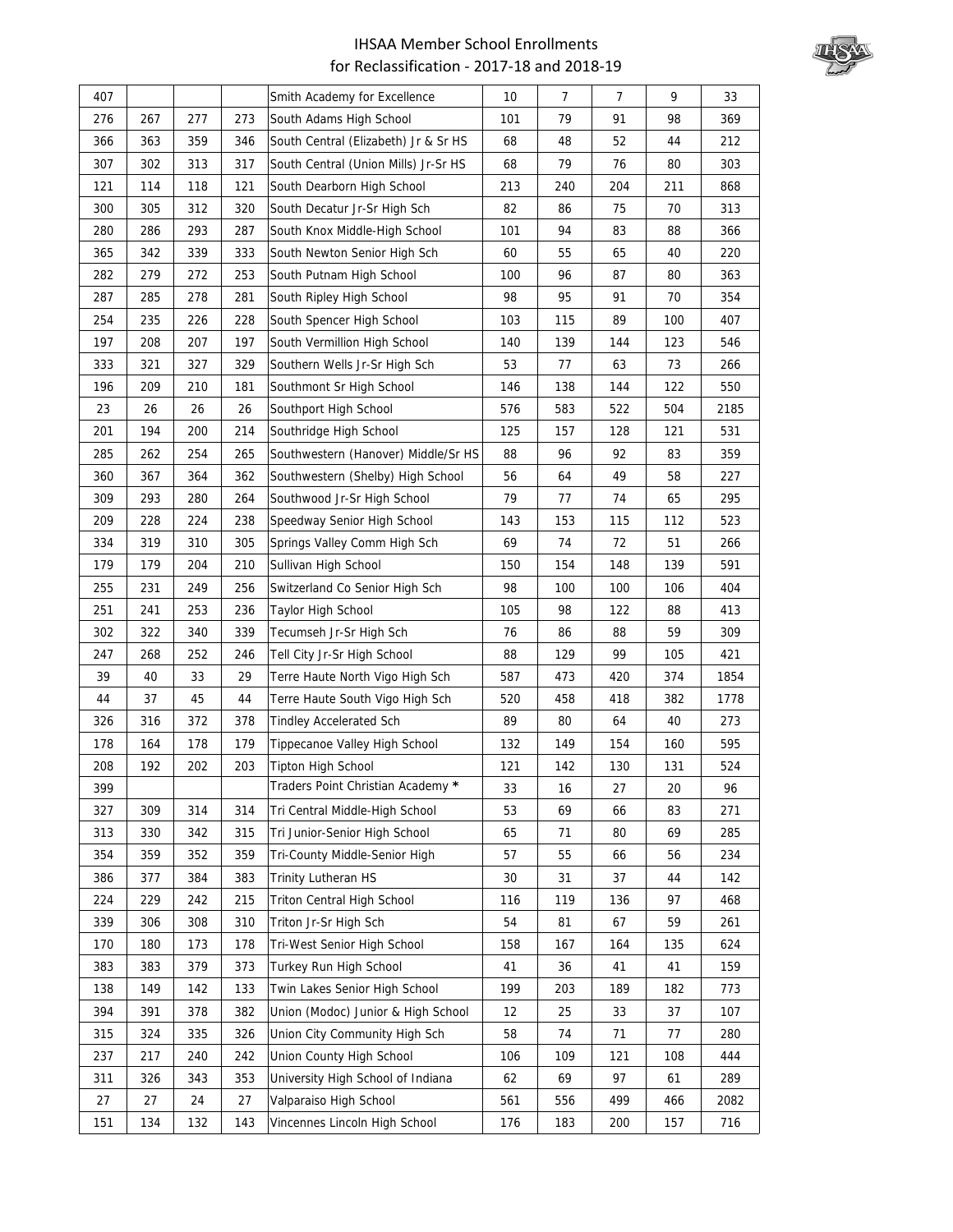# IHSAA Member School Enrollments for Reclassification - 2017-18 and 2018-19

| | | | | | | | | | |
|---|---|---|---|---|---|---|---|---|---|
| 407 | | | | Smith Academy for Excellence | 10 | 7 | 7 | 9 | 33 |
| 276 | 267 | 277 | 273 | South Adams High School | 101 | 79 | 91 | 98 | 369 |
| 366 | 363 | 359 | 346 | South Central (Elizabeth) Jr & Sr HS | 68 | 48 | 52 | 44 | 212 |
| 307 | 302 | 313 | 317 | South Central (Union Mills) Jr-Sr HS | 68 | 79 | 76 | 80 | 303 |
| 121 | 114 | 118 | 121 | South Dearborn High School | 213 | 240 | 204 | 211 | 868 |
| 300 | 305 | 312 | 320 | South Decatur Jr-Sr High Sch | 82 | 86 | 75 | 70 | 313 |
| 280 | 286 | 293 | 287 | South Knox Middle-High School | 101 | 94 | 83 | 88 | 366 |
| 365 | 342 | 339 | 333 | South Newton Senior High Sch | 60 | 55 | 65 | 40 | 220 |
| 282 | 279 | 272 | 253 | South Putnam High School | 100 | 96 | 87 | 80 | 363 |
| 287 | 285 | 278 | 281 | South Ripley High School | 98 | 95 | 91 | 70 | 354 |
| 254 | 235 | 226 | 228 | South Spencer High School | 103 | 115 | 89 | 100 | 407 |
| 197 | 208 | 207 | 197 | South Vermillion High School | 140 | 139 | 144 | 123 | 546 |
| 333 | 321 | 327 | 329 | Southern Wells Jr-Sr High Sch | 53 | 77 | 63 | 73 | 266 |
| 196 | 209 | 210 | 181 | Southmont Sr High School | 146 | 138 | 144 | 122 | 550 |
| 23 | 26 | 26 | 26 | Southport High School | 576 | 583 | 522 | 504 | 2185 |
| 201 | 194 | 200 | 214 | Southridge High School | 125 | 157 | 128 | 121 | 531 |
| 285 | 262 | 254 | 265 | Southwestern (Hanover) Middle/Sr HS | 88 | 96 | 92 | 83 | 359 |
| 360 | 367 | 364 | 362 | Southwestern (Shelby) High School | 56 | 64 | 49 | 58 | 227 |
| 309 | 293 | 280 | 264 | Southwood Jr-Sr High School | 79 | 77 | 74 | 65 | 295 |
| 209 | 228 | 224 | 238 | Speedway Senior High School | 143 | 153 | 115 | 112 | 523 |
| 334 | 319 | 310 | 305 | Springs Valley Comm High Sch | 69 | 74 | 72 | 51 | 266 |
| 179 | 179 | 204 | 210 | Sullivan High School | 150 | 154 | 148 | 139 | 591 |
| 255 | 231 | 249 | 256 | Switzerland Co Senior High Sch | 98 | 100 | 100 | 106 | 404 |
| 251 | 241 | 253 | 236 | Taylor High School | 105 | 98 | 122 | 88 | 413 |
| 302 | 322 | 340 | 339 | Tecumseh Jr-Sr High Sch | 76 | 86 | 88 | 59 | 309 |
| 247 | 268 | 252 | 246 | Tell City Jr-Sr High School | 88 | 129 | 99 | 105 | 421 |
| 39 | 40 | 33 | 29 | Terre Haute North Vigo High Sch | 587 | 473 | 420 | 374 | 1854 |
| 44 | 37 | 45 | 44 | Terre Haute South Vigo High Sch | 520 | 458 | 418 | 382 | 1778 |
| 326 | 316 | 372 | 378 | Tindley Accelerated Sch | 89 | 80 | 64 | 40 | 273 |
| 178 | 164 | 178 | 179 | Tippecanoe Valley High School | 132 | 149 | 154 | 160 | 595 |
| 208 | 192 | 202 | 203 | Tipton High School | 121 | 142 | 130 | 131 | 524 |
| 399 | | | | Traders Point Christian Academy * | 33 | 16 | 27 | 20 | 96 |
| 327 | 309 | 314 | 314 | Tri Central Middle-High School | 53 | 69 | 66 | 83 | 271 |
| 313 | 330 | 342 | 315 | Tri Junior-Senior High School | 65 | 71 | 80 | 69 | 285 |
| 354 | 359 | 352 | 359 | Tri-County Middle-Senior High | 57 | 55 | 66 | 56 | 234 |
| 386 | 377 | 384 | 383 | Trinity Lutheran HS | 30 | 31 | 37 | 44 | 142 |
| 224 | 229 | 242 | 215 | Triton Central High School | 116 | 119 | 136 | 97 | 468 |
| 339 | 306 | 308 | 310 | Triton Jr-Sr High Sch | 54 | 81 | 67 | 59 | 261 |
| 170 | 180 | 173 | 178 | Tri-West Senior High School | 158 | 167 | 164 | 135 | 624 |
| 383 | 383 | 379 | 373 | Turkey Run High School | 41 | 36 | 41 | 41 | 159 |
| 138 | 149 | 142 | 133 | Twin Lakes Senior High School | 199 | 203 | 189 | 182 | 773 |
| 394 | 391 | 378 | 382 | Union (Modoc) Junior & High School | 12 | 25 | 33 | 37 | 107 |
| 315 | 324 | 335 | 326 | Union City Community High Sch | 58 | 74 | 71 | 77 | 280 |
| 237 | 217 | 240 | 242 | Union County High School | 106 | 109 | 121 | 108 | 444 |
| 311 | 326 | 343 | 353 | University High School of Indiana | 62 | 69 | 97 | 61 | 289 |
| 27 | 27 | 24 | 27 | Valparaiso High School | 561 | 556 | 499 | 466 | 2082 |
| 151 | 134 | 132 | 143 | Vincennes Lincoln High School | 176 | 183 | 200 | 157 | 716 |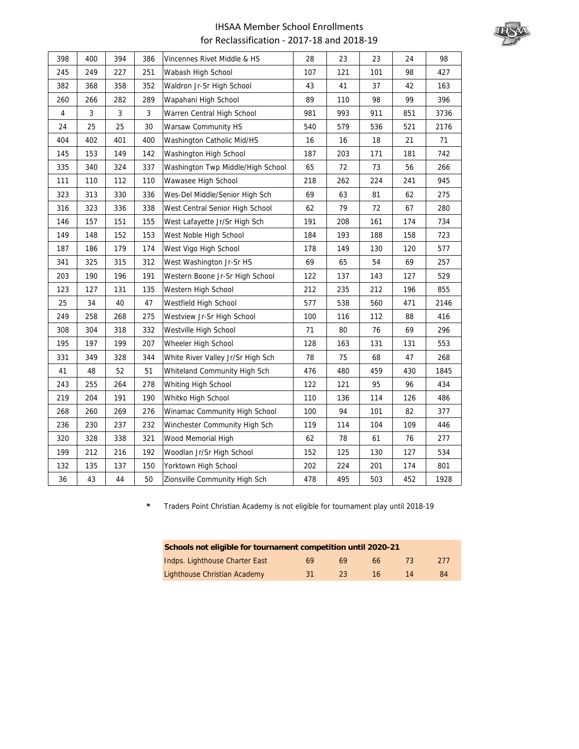# IHSAA Member School Enrollments
## for Reclassification - 2017-18 and 2018-19

| | | | | | | | | | |
|---|---|---|---|---|---|---|---|---|---|
| 398 | 400 | 394 | 386 | Vincennes Rivet Middle & HS | 28 | 23 | 23 | 24 | 98 |
| 245 | 249 | 227 | 251 | Wabash High School | 107 | 121 | 101 | 98 | 427 |
| 382 | 368 | 358 | 352 | Waldron Jr-Sr High School | 43 | 41 | 37 | 42 | 163 |
| 260 | 266 | 282 | 289 | Wapahani High School | 89 | 110 | 98 | 99 | 396 |
| 4 | 3 | 3 | 3 | Warren Central High School | 981 | 993 | 911 | 851 | 3736 |
| 24 | 25 | 25 | 30 | Warsaw Community HS | 540 | 579 | 536 | 521 | 2176 |
| 404 | 402 | 401 | 400 | Washington Catholic Mid/HS | 16 | 16 | 18 | 21 | 71 |
| 145 | 153 | 149 | 142 | Washington High School | 187 | 203 | 171 | 181 | 742 |
| 335 | 340 | 324 | 337 | Washington Twp Middle/High School | 65 | 72 | 73 | 56 | 266 |
| 111 | 110 | 112 | 110 | Wawasee High School | 218 | 262 | 224 | 241 | 945 |
| 323 | 313 | 330 | 336 | Wes-Del Middle/Senior High Sch | 69 | 63 | 81 | 62 | 275 |
| 316 | 323 | 336 | 338 | West Central Senior High School | 62 | 79 | 72 | 67 | 280 |
| 146 | 157 | 151 | 155 | West Lafayette Jr/Sr High Sch | 191 | 208 | 161 | 174 | 734 |
| 149 | 148 | 152 | 153 | West Noble High School | 184 | 193 | 188 | 158 | 723 |
| 187 | 186 | 179 | 174 | West Vigo High School | 178 | 149 | 130 | 120 | 577 |
| 341 | 325 | 315 | 312 | West Washington Jr-Sr HS | 69 | 65 | 54 | 69 | 257 |
| 203 | 190 | 196 | 191 | Western Boone Jr-Sr High School | 122 | 137 | 143 | 127 | 529 |
| 123 | 127 | 131 | 135 | Western High School | 212 | 235 | 212 | 196 | 855 |
| 25 | 34 | 40 | 47 | Westfield High School | 577 | 538 | 560 | 471 | 2146 |
| 249 | 258 | 268 | 275 | Westview Jr-Sr High School | 100 | 116 | 112 | 88 | 416 |
| 308 | 304 | 318 | 332 | Westville High School | 71 | 80 | 76 | 69 | 296 |
| 195 | 197 | 199 | 207 | Wheeler High School | 128 | 163 | 131 | 131 | 553 |
| 331 | 349 | 328 | 344 | White River Valley Jr/Sr High Sch | 78 | 75 | 68 | 47 | 268 |
| 41 | 48 | 52 | 51 | Whiteland Community High Sch | 476 | 480 | 459 | 430 | 1845 |
| 243 | 255 | 264 | 278 | Whiting High School | 122 | 121 | 95 | 96 | 434 |
| 219 | 204 | 191 | 190 | Whitko High School | 110 | 136 | 114 | 126 | 486 |
| 268 | 260 | 269 | 276 | Winamac Community High School | 100 | 94 | 101 | 82 | 377 |
| 236 | 230 | 237 | 232 | Winchester Community High Sch | 119 | 114 | 104 | 109 | 446 |
| 320 | 328 | 338 | 321 | Wood Memorial High | 62 | 78 | 61 | 76 | 277 |
| 199 | 212 | 216 | 192 | Woodlan Jr/Sr High School | 152 | 125 | 130 | 127 | 534 |
| 132 | 135 | 137 | 150 | Yorktown High School | 202 | 224 | 201 | 174 | 801 |
| 36 | 43 | 44 | 50 | Zionsville Community High Sch | 478 | 495 | 503 | 452 | 1928 |

* Traders Point Christian Academy is not eligible for tournament play until 2018-19

| Schools not eligible for tournament competition until 2020-21 | | | | | |
|---|---|---|---|---|---|
| Indps. Lighthouse Charter East | 69 | 69 | 66 | 73 | 277 |
| Lighthouse Christian Academy | 31 | 23 | 16 | 14 | 84 |